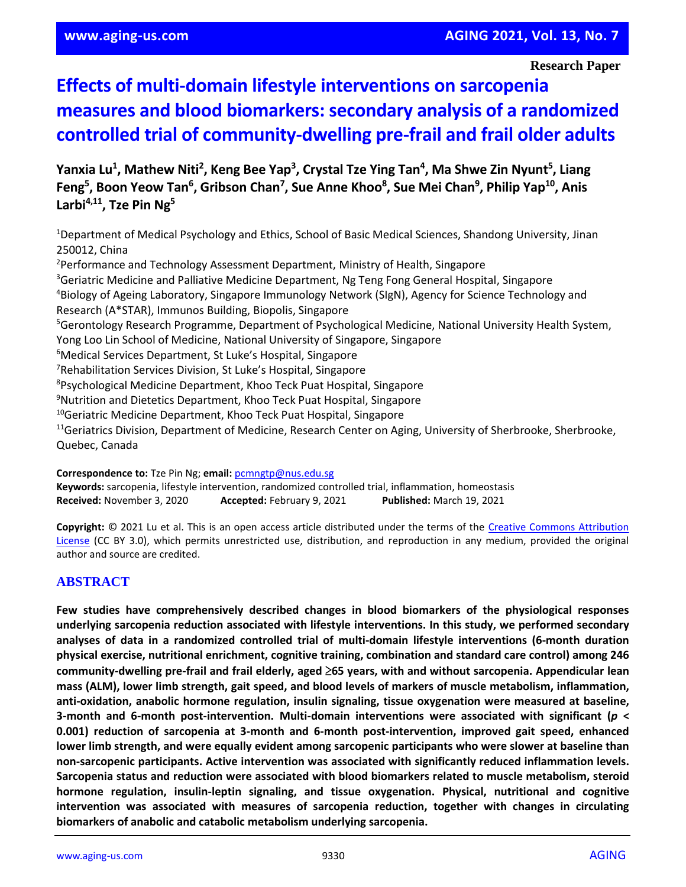**Research Paper**

# Effects of multi-domain lifestyle interventions on sarcopenia measures and blood biomarkers: secondary analysis of a randomized controlled trial of community-dwelling pre-frail and frail older adults

**Yanxia Lu[1], Mathew Niti[2], Keng Bee Yap[3], Crystal Tze Ying Tan[4], Ma Shwe Zin Nyunt[5], Liang Feng[5], Boon Yeow Tan[6], Gribson Chan[7], Sue Anne Khoo[8], Sue Mei Chan[9], Philip Yap[10], Anis Larbi[4,11], Tze Pin Ng[5]**

[1]Department of Medical Psychology and Ethics, School of Basic Medical Sciences, Shandong University, Jinan 250012, China
[2]Performance and Technology Assessment Department, Ministry of Health, Singapore
[3]Geriatric Medicine and Palliative Medicine Department, Ng Teng Fong General Hospital, Singapore
[4]Biology of Ageing Laboratory, Singapore Immunology Network (SIgN), Agency for Science Technology and Research (A*STAR), Immunos Building, Biopolis, Singapore
[5]Gerontology Research Programme, Department of Psychological Medicine, National University Health System, Yong Loo Lin School of Medicine, National University of Singapore, Singapore
[6]Medical Services Department, St Luke's Hospital, Singapore
[7]Rehabilitation Services Division, St Luke's Hospital, Singapore
[8]Psychological Medicine Department, Khoo Teck Puat Hospital, Singapore
[9]Nutrition and Dietetics Department, Khoo Teck Puat Hospital, Singapore
[10]Geriatric Medicine Department, Khoo Teck Puat Hospital, Singapore
[11]Geriatrics Division, Department of Medicine, Research Center on Aging, University of Sherbrooke, Sherbrooke, Quebec, Canada

**Correspondence to:** Tze Pin Ng; **email:** pcmngtp@nus.edu.sg
**Keywords:** sarcopenia, lifestyle intervention, randomized controlled trial, inflammation, homeostasis
**Received:** November 3, 2020 **Accepted:** February 9, 2021 **Published:** March 19, 2021

**Copyright:** © 2021 Lu et al. This is an open access article distributed under the terms of the Creative Commons Attribution License (CC BY 3.0), which permits unrestricted use, distribution, and reproduction in any medium, provided the original author and source are credited.

## ABSTRACT

**Few studies have comprehensively described changes in blood biomarkers of the physiological responses underlying sarcopenia reduction associated with lifestyle interventions. In this study, we performed secondary analyses of data in a randomized controlled trial of multi-domain lifestyle interventions (6-month duration physical exercise, nutritional enrichment, cognitive training, combination and standard care control) among 246 community-dwelling pre-frail and frail elderly, aged ≥65 years, with and without sarcopenia. Appendicular lean mass (ALM), lower limb strength, gait speed, and blood levels of markers of muscle metabolism, inflammation, anti-oxidation, anabolic hormone regulation, insulin signaling, tissue oxygenation were measured at baseline, 3-month and 6-month post-intervention. Multi-domain interventions were associated with significant (*p* < 0.001) reduction of sarcopenia at 3-month and 6-month post-intervention, improved gait speed, enhanced lower limb strength, and were equally evident among sarcopenic participants who were slower at baseline than non-sarcopenic participants. Active intervention was associated with significantly reduced inflammation levels. Sarcopenia status and reduction were associated with blood biomarkers related to muscle metabolism, steroid hormone regulation, insulin-leptin signaling, and tissue oxygenation. Physical, nutritional and cognitive intervention was associated with measures of sarcopenia reduction, together with changes in circulating biomarkers of anabolic and catabolic metabolism underlying sarcopenia.**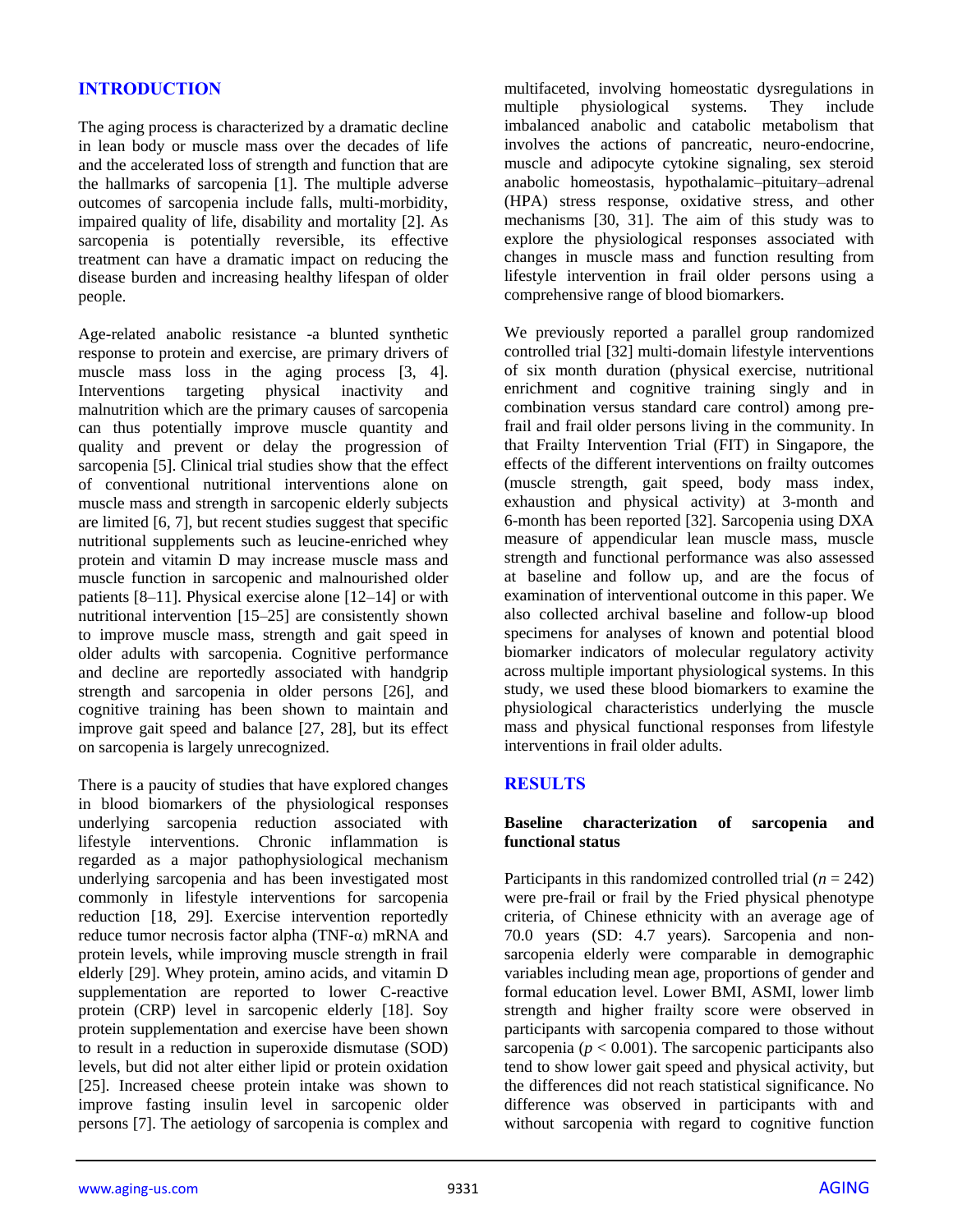## INTRODUCTION

The aging process is characterized by a dramatic decline in lean body or muscle mass over the decades of life and the accelerated loss of strength and function that are the hallmarks of sarcopenia [1]. The multiple adverse outcomes of sarcopenia include falls, multi-morbidity, impaired quality of life, disability and mortality [2]. As sarcopenia is potentially reversible, its effective treatment can have a dramatic impact on reducing the disease burden and increasing healthy lifespan of older people.

Age-related anabolic resistance -a blunted synthetic response to protein and exercise, are primary drivers of muscle mass loss in the aging process [3, 4]. Interventions targeting physical inactivity and malnutrition which are the primary causes of sarcopenia can thus potentially improve muscle quantity and quality and prevent or delay the progression of sarcopenia [5]. Clinical trial studies show that the effect of conventional nutritional interventions alone on muscle mass and strength in sarcopenic elderly subjects are limited [6, 7], but recent studies suggest that specific nutritional supplements such as leucine-enriched whey protein and vitamin D may increase muscle mass and muscle function in sarcopenic and malnourished older patients [8–11]. Physical exercise alone [12–14] or with nutritional intervention [15–25] are consistently shown to improve muscle mass, strength and gait speed in older adults with sarcopenia. Cognitive performance and decline are reportedly associated with handgrip strength and sarcopenia in older persons [26], and cognitive training has been shown to maintain and improve gait speed and balance [27, 28], but its effect on sarcopenia is largely unrecognized.

There is a paucity of studies that have explored changes in blood biomarkers of the physiological responses underlying sarcopenia reduction associated with lifestyle interventions. Chronic inflammation is regarded as a major pathophysiological mechanism underlying sarcopenia and has been investigated most commonly in lifestyle interventions for sarcopenia reduction [18, 29]. Exercise intervention reportedly reduce tumor necrosis factor alpha (TNF-α) mRNA and protein levels, while improving muscle strength in frail elderly [29]. Whey protein, amino acids, and vitamin D supplementation are reported to lower C-reactive protein (CRP) level in sarcopenic elderly [18]. Soy protein supplementation and exercise have been shown to result in a reduction in superoxide dismutase (SOD) levels, but did not alter either lipid or protein oxidation [25]. Increased cheese protein intake was shown to improve fasting insulin level in sarcopenic older persons [7]. The aetiology of sarcopenia is complex and multifaceted, involving homeostatic dysregulations in multiple physiological systems. They include imbalanced anabolic and catabolic metabolism that involves the actions of pancreatic, neuro-endocrine, muscle and adipocyte cytokine signaling, sex steroid anabolic homeostasis, hypothalamic–pituitary–adrenal (HPA) stress response, oxidative stress, and other mechanisms [30, 31]. The aim of this study was to explore the physiological responses associated with changes in muscle mass and function resulting from lifestyle intervention in frail older persons using a comprehensive range of blood biomarkers.

We previously reported a parallel group randomized controlled trial [32] multi-domain lifestyle interventions of six month duration (physical exercise, nutritional enrichment and cognitive training singly and in combination versus standard care control) among pre-frail and frail older persons living in the community. In that Frailty Intervention Trial (FIT) in Singapore, the effects of the different interventions on frailty outcomes (muscle strength, gait speed, body mass index, exhaustion and physical activity) at 3-month and 6-month has been reported [32]. Sarcopenia using DXA measure of appendicular lean muscle mass, muscle strength and functional performance was also assessed at baseline and follow up, and are the focus of examination of interventional outcome in this paper. We also collected archival baseline and follow-up blood specimens for analyses of known and potential blood biomarker indicators of molecular regulatory activity across multiple important physiological systems. In this study, we used these blood biomarkers to examine the physiological characteristics underlying the muscle mass and physical functional responses from lifestyle interventions in frail older adults.

## RESULTS

### Baseline characterization of sarcopenia and functional status

Participants in this randomized controlled trial ($n$ = 242) were pre-frail or frail by the Fried physical phenotype criteria, of Chinese ethnicity with an average age of 70.0 years (SD: 4.7 years). Sarcopenia and non-sarcopenia elderly were comparable in demographic variables including mean age, proportions of gender and formal education level. Lower BMI, ASMI, lower limb strength and higher frailty score were observed in participants with sarcopenia compared to those without sarcopenia ($p < 0.001$). The sarcopenic participants also tend to show lower gait speed and physical activity, but the differences did not reach statistical significance. No difference was observed in participants with and without sarcopenia with regard to cognitive function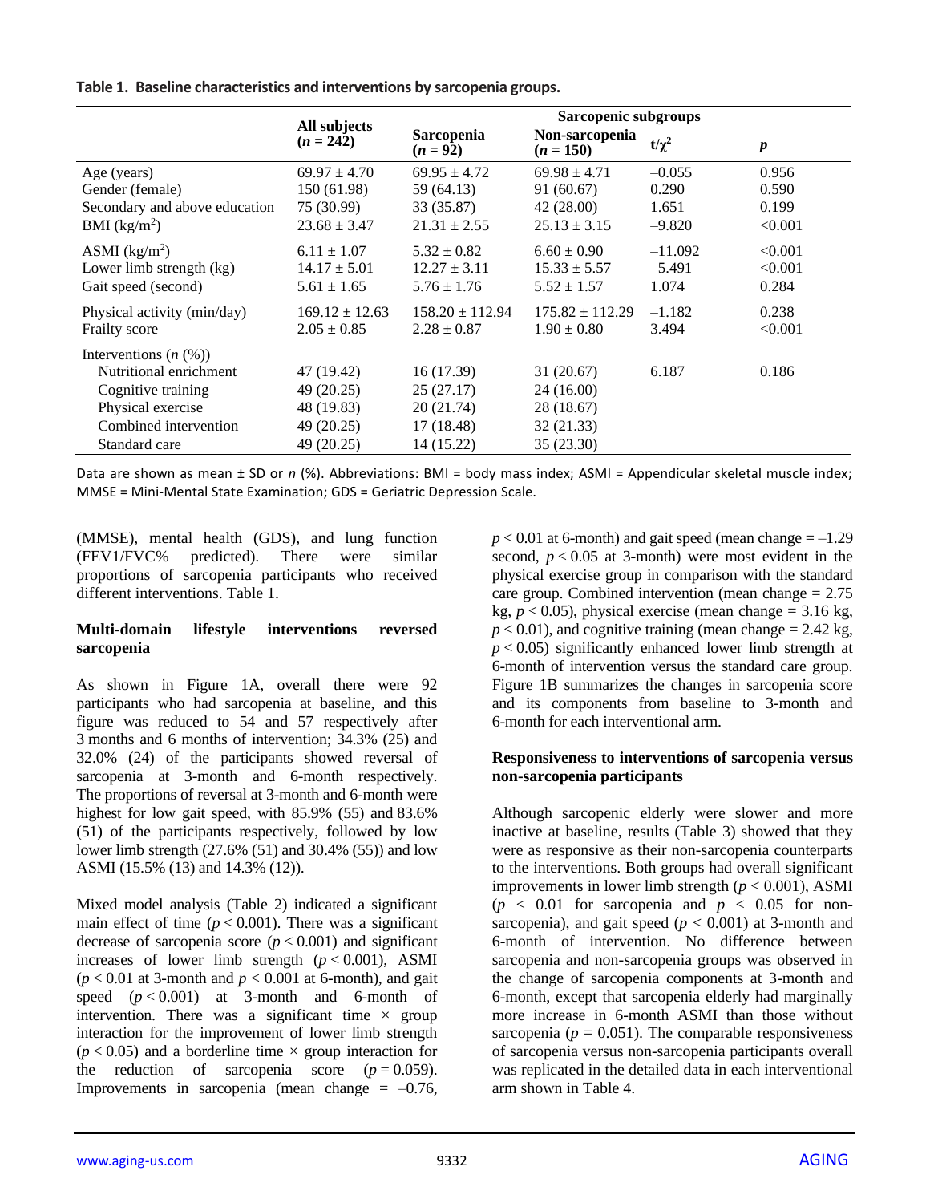**Table 1. Baseline characteristics and interventions by sarcopenia groups.**

| | All subjects ($n$ = 242) | Sarcopenic subgroups | | | |
|---|---|---|---|---|---|
| | | Sarcopenia ($n$ = 92) | Non-sarcopenia ($n$ = 150) | t/$\chi^2$ | $p$ |
| Age (years) | 69.97 ± 4.70 | 69.95 ± 4.72 | 69.98 ± 4.71 | –0.055 | 0.956 |
| Gender (female) | 150 (61.98) | 59 (64.13) | 91 (60.67) | 0.290 | 0.590 |
| Secondary and above education | 75 (30.99) | 33 (35.87) | 42 (28.00) | 1.651 | 0.199 |
| BMI (kg/m$^2$) | 23.68 ± 3.47 | 21.31 ± 2.55 | 25.13 ± 3.15 | –9.820 | <0.001 |
| ASMI (kg/m$^2$) | 6.11 ± 1.07 | 5.32 ± 0.82 | 6.60 ± 0.90 | –11.092 | <0.001 |
| Lower limb strength (kg) | 14.17 ± 5.01 | 12.27 ± 3.11 | 15.33 ± 5.57 | –5.491 | <0.001 |
| Gait speed (second) | 5.61 ± 1.65 | 5.76 ± 1.76 | 5.52 ± 1.57 | 1.074 | 0.284 |
| Physical activity (min/day) | 169.12 ± 12.63 | 158.20 ± 112.94 | 175.82 ± 112.29 | –1.182 | 0.238 |
| Frailty score | 2.05 ± 0.85 | 2.28 ± 0.87 | 1.90 ± 0.80 | 3.494 | <0.001 |
| Interventions ($n$ (%)) | | | | | |
| Nutritional enrichment | 47 (19.42) | 16 (17.39) | 31 (20.67) | 6.187 | 0.186 |
| Cognitive training | 49 (20.25) | 25 (27.17) | 24 (16.00) | | |
| Physical exercise | 48 (19.83) | 20 (21.74) | 28 (18.67) | | |
| Combined intervention | 49 (20.25) | 17 (18.48) | 32 (21.33) | | |
| Standard care | 49 (20.25) | 14 (15.22) | 35 (23.30) | | |

Data are shown as mean ± SD or $n$ (%). Abbreviations: BMI = body mass index; ASMI = Appendicular skeletal muscle index; MMSE = Mini-Mental State Examination; GDS = Geriatric Depression Scale.

(MMSE), mental health (GDS), and lung function (FEV1/FVC% predicted). There were similar proportions of sarcopenia participants who received different interventions. Table 1.

### Multi-domain lifestyle interventions reversed sarcopenia

As shown in Figure 1A, overall there were 92 participants who had sarcopenia at baseline, and this figure was reduced to 54 and 57 respectively after 3 months and 6 months of intervention; 34.3% (25) and 32.0% (24) of the participants showed reversal of sarcopenia at 3-month and 6-month respectively. The proportions of reversal at 3-month and 6-month were highest for low gait speed, with 85.9% (55) and 83.6% (51) of the participants respectively, followed by low lower limb strength (27.6% (51) and 30.4% (55)) and low ASMI (15.5% (13) and 14.3% (12)).

Mixed model analysis (Table 2) indicated a significant main effect of time ($p < 0.001$). There was a significant decrease of sarcopenia score ($p < 0.001$) and significant increases of lower limb strength ($p < 0.001$), ASMI ($p < 0.01$ at 3-month and $p < 0.001$ at 6-month), and gait speed ($p < 0.001$) at 3-month and 6-month of intervention. There was a significant time × group interaction for the improvement of lower limb strength ($p < 0.05$) and a borderline time × group interaction for the reduction of sarcopenia score ($p = 0.059$). Improvements in sarcopenia (mean change = –0.76, $p < 0.01$ at 6-month) and gait speed (mean change = –1.29 second, $p < 0.05$ at 3-month) were most evident in the physical exercise group in comparison with the standard care group. Combined intervention (mean change = 2.75 kg, $p < 0.05$), physical exercise (mean change = 3.16 kg, $p < 0.01$), and cognitive training (mean change = 2.42 kg, $p < 0.05$) significantly enhanced lower limb strength at 6-month of intervention versus the standard care group. Figure 1B summarizes the changes in sarcopenia score and its components from baseline to 3-month and 6-month for each interventional arm.

### Responsiveness to interventions of sarcopenia versus non-sarcopenia participants

Although sarcopenic elderly were slower and more inactive at baseline, results (Table 3) showed that they were as responsive as their non-sarcopenia counterparts to the interventions. Both groups had overall significant improvements in lower limb strength ($p < 0.001$), ASMI ($p < 0.01$ for sarcopenia and $p < 0.05$ for non-sarcopenia), and gait speed ($p < 0.001$) at 3-month and 6-month of intervention. No difference between sarcopenia and non-sarcopenia groups was observed in the change of sarcopenia components at 3-month and 6-month, except that sarcopenia elderly had marginally more increase in 6-month ASMI than those without sarcopenia ($p = 0.051$). The comparable responsiveness of sarcopenia versus non-sarcopenia participants overall was replicated in the detailed data in each interventional arm shown in Table 4.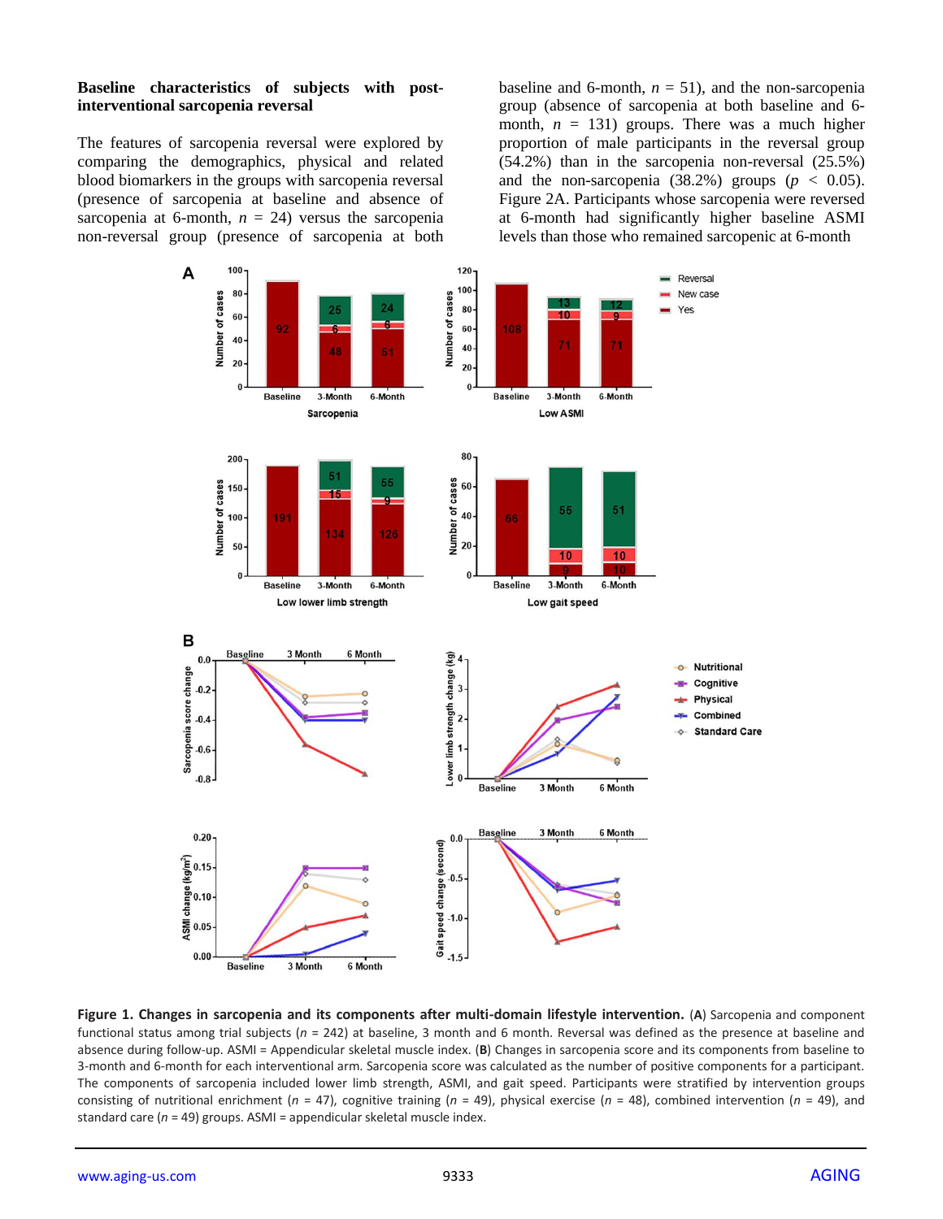### Baseline characteristics of subjects with post-interventional sarcopenia reversal

The features of sarcopenia reversal were explored by comparing the demographics, physical and related blood biomarkers in the groups with sarcopenia reversal (presence of sarcopenia at baseline and absence of sarcopenia at 6-month, $n$ = 24) versus the sarcopenia non-reversal group (presence of sarcopenia at both baseline and 6-month, $n$ = 51), and the non-sarcopenia group (absence of sarcopenia at both baseline and 6-month, $n$ = 131) groups. There was a much higher proportion of male participants in the reversal group (54.2%) than in the sarcopenia non-reversal (25.5%) and the non-sarcopenia (38.2%) groups ($p$ < 0.05). Figure 2A. Participants whose sarcopenia were reversed at 6-month had significantly higher baseline ASMI levels than those who remained sarcopenic at 6-month

**Figure 1. Changes in sarcopenia and its components after multi-domain lifestyle intervention.** (**A**) Sarcopenia and component functional status among trial subjects ($n$ = 242) at baseline, 3 month and 6 month. Reversal was defined as the presence at baseline and absence during follow-up. ASMI = Appendicular skeletal muscle index. (**B**) Changes in sarcopenia score and its components from baseline to 3-month and 6-month for each interventional arm. Sarcopenia score was calculated as the number of positive components for a participant. The components of sarcopenia included lower limb strength, ASMI, and gait speed. Participants were stratified by intervention groups consisting of nutritional enrichment ($n$ = 47), cognitive training ($n$ = 49), physical exercise ($n$ = 48), combined intervention ($n$ = 49), and standard care ($n$ = 49) groups. ASMI = appendicular skeletal muscle index.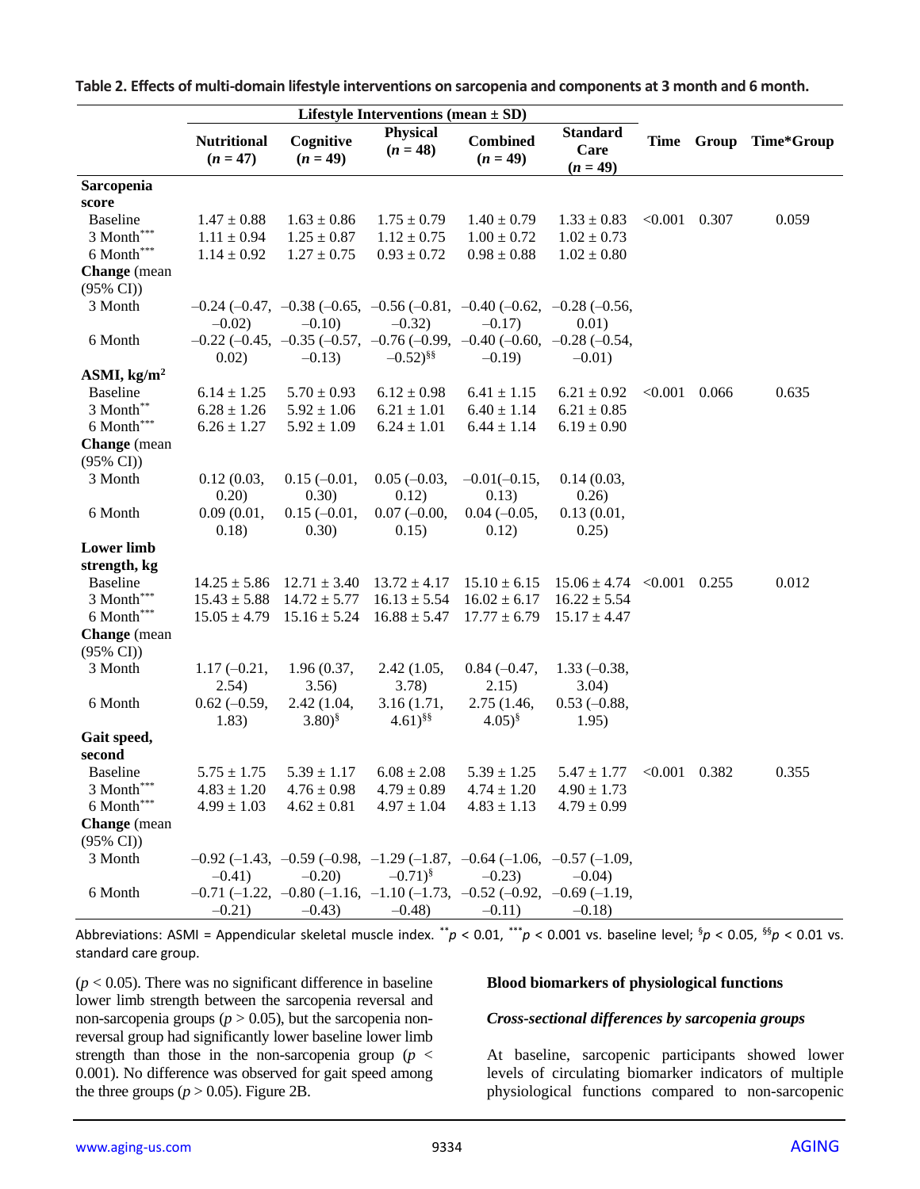**Table 2. Effects of multi-domain lifestyle interventions on sarcopenia and components at 3 month and 6 month.**

| | Lifestyle Interventions (mean ± SD) | | | | | Time | Group | Time*Group |
|---|---|---|---|---|---|---|---|---|
| | Nutritional ($n$ = 47) | Cognitive ($n$ = 49) | Physical ($n$ = 48) | Combined ($n$ = 49) | Standard Care ($n$ = 49) | | | |
| **Sarcopenia score** | | | | | | | | |
| Baseline | 1.47 ± 0.88 | 1.63 ± 0.86 | 1.75 ± 0.79 | 1.40 ± 0.79 | 1.33 ± 0.83 | <0.001 | 0.307 | 0.059 |
| 3 Month*** | 1.11 ± 0.94 | 1.25 ± 0.87 | 1.12 ± 0.75 | 1.00 ± 0.72 | 1.02 ± 0.73 | | | |
| 6 Month*** | 1.14 ± 0.92 | 1.27 ± 0.75 | 0.93 ± 0.72 | 0.98 ± 0.88 | 1.02 ± 0.80 | | | |
| **Change** (mean (95% CI)) | | | | | | | | |
| 3 Month | –0.24 (–0.47, –0.02) | –0.38 (–0.65, –0.10) | –0.56 (–0.81, –0.32) | –0.40 (–0.62, –0.17) | –0.28 (–0.56, 0.01) | | | |
| 6 Month | –0.22 (–0.45, 0.02) | –0.35 (–0.57, –0.13) | –0.76 (–0.99, –0.52)§§ | –0.40 (–0.60, –0.19) | –0.28 (–0.54, –0.01) | | | |
| **ASMI, kg/m²** | | | | | | | | |
| Baseline | 6.14 ± 1.25 | 5.70 ± 0.93 | 6.12 ± 0.98 | 6.41 ± 1.15 | 6.21 ± 0.92 | <0.001 | 0.066 | 0.635 |
| 3 Month** | 6.28 ± 1.26 | 5.92 ± 1.06 | 6.21 ± 1.01 | 6.40 ± 1.14 | 6.21 ± 0.85 | | | |
| 6 Month*** | 6.26 ± 1.27 | 5.92 ± 1.09 | 6.24 ± 1.01 | 6.44 ± 1.14 | 6.19 ± 0.90 | | | |
| **Change** (mean (95% CI)) | | | | | | | | |
| 3 Month | 0.12 (0.03, 0.20) | 0.15 (–0.01, 0.30) | 0.05 (–0.03, 0.12) | –0.01(–0.15, 0.13) | 0.14 (0.03, 0.26) | | | |
| 6 Month | 0.09 (0.01, 0.18) | 0.15 (–0.01, 0.30) | 0.07 (–0.00, 0.15) | 0.04 (–0.05, 0.12) | 0.13 (0.01, 0.25) | | | |
| **Lower limb strength, kg** | | | | | | | | |
| Baseline | 14.25 ± 5.86 | 12.71 ± 3.40 | 13.72 ± 4.17 | 15.10 ± 6.15 | 15.06 ± 4.74 | <0.001 | 0.255 | 0.012 |
| 3 Month*** | 15.43 ± 5.88 | 14.72 ± 5.77 | 16.13 ± 5.54 | 16.02 ± 6.17 | 16.22 ± 5.54 | | | |
| 6 Month*** | 15.05 ± 4.79 | 15.16 ± 5.24 | 16.88 ± 5.47 | 17.77 ± 6.79 | 15.17 ± 4.47 | | | |
| **Change** (mean (95% CI)) | | | | | | | | |
| 3 Month | 1.17 (–0.21, 2.54) | 1.96 (0.37, 3.56) | 2.42 (1.05, 3.78) | 0.84 (–0.47, 2.15) | 1.33 (–0.38, 3.04) | | | |
| 6 Month | 0.62 (–0.59, 1.83) | 2.42 (1.04, 3.80)§ | 3.16 (1.71, 4.61)§§ | 2.75 (1.46, 4.05)§ | 0.53 (–0.88, 1.95) | | | |
| **Gait speed, second** | | | | | | | | |
| Baseline | 5.75 ± 1.75 | 5.39 ± 1.17 | 6.08 ± 2.08 | 5.39 ± 1.25 | 5.47 ± 1.77 | <0.001 | 0.382 | 0.355 |
| 3 Month*** | 4.83 ± 1.20 | 4.76 ± 0.98 | 4.79 ± 0.89 | 4.74 ± 1.20 | 4.90 ± 1.73 | | | |
| 6 Month*** | 4.99 ± 1.03 | 4.62 ± 0.81 | 4.97 ± 1.04 | 4.83 ± 1.13 | 4.79 ± 0.99 | | | |
| **Change** (mean (95% CI)) | | | | | | | | |
| 3 Month | –0.92 (–1.43, –0.41) | –0.59 (–0.98, –0.20) | –1.29 (–1.87, –0.71)§ | –0.64 (–1.06, –0.23) | –0.57 (–1.09, –0.04) | | | |
| 6 Month | –0.71 (–1.22, –0.21) | –0.80 (–1.16, –0.43) | –1.10 (–1.73, –0.48) | –0.52 (–0.92, –0.11) | –0.69 (–1.19, –0.18) | | | |

Abbreviations: ASMI = Appendicular skeletal muscle index. $^{**}p < 0.01$, $^{***}p < 0.001$ vs. baseline level; $^{§}p < 0.05$, $^{§§}p < 0.01$ vs. standard care group.

($p < 0.05$). There was no significant difference in baseline lower limb strength between the sarcopenia reversal and non-sarcopenia groups ($p > 0.05$), but the sarcopenia non-reversal group had significantly lower baseline lower limb strength than those in the non-sarcopenia group ($p < 0.001$). No difference was observed for gait speed among the three groups ($p > 0.05$). Figure 2B.

### Blood biomarkers of physiological functions

#### *Cross-sectional differences by sarcopenia groups*

At baseline, sarcopenic participants showed lower levels of circulating biomarker indicators of multiple physiological functions compared to non-sarcopenic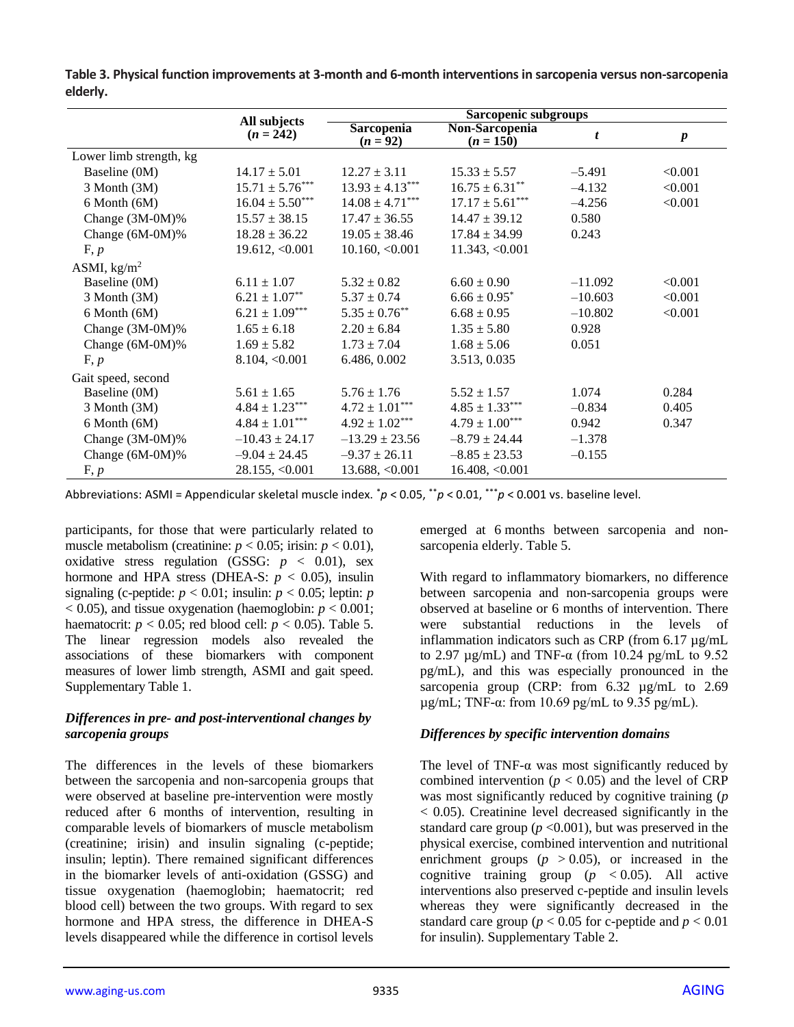**Table 3. Physical function improvements at 3-month and 6-month interventions in sarcopenia versus non-sarcopenia elderly.**

| | All subjects ($n$ = 242) | Sarcopenic subgroups | | | |
|---|---|---|---|---|---|
| | | Sarcopenia ($n$ = 92) | Non-Sarcopenia ($n$ = 150) | $t$ | $p$ |
| Lower limb strength, kg | | | | | |
| Baseline (0M) | 14.17 ± 5.01 | 12.27 ± 3.11 | 15.33 ± 5.57 | –5.491 | <0.001 |
| 3 Month (3M) | 15.71 ± 5.76$^{***}$ | 13.93 ± 4.13$^{***}$ | 16.75 ± 6.31$^{**}$ | –4.132 | <0.001 |
| 6 Month (6M) | 16.04 ± 5.50$^{***}$ | 14.08 ± 4.71$^{***}$ | 17.17 ± 5.61$^{***}$ | –4.256 | <0.001 |
| Change (3M-0M)% | 15.57 ± 38.15 | 17.47 ± 36.55 | 14.47 ± 39.12 | 0.580 | |
| Change (6M-0M)% | 18.28 ± 36.22 | 19.05 ± 38.46 | 17.84 ± 34.99 | 0.243 | |
| F, $p$ | 19.612, <0.001 | 10.160, <0.001 | 11.343, <0.001 | | |
| ASMI, kg/m$^2$ | | | | | |
| Baseline (0M) | 6.11 ± 1.07 | 5.32 ± 0.82 | 6.60 ± 0.90 | –11.092 | <0.001 |
| 3 Month (3M) | 6.21 ± 1.07$^{**}$ | 5.37 ± 0.74 | 6.66 ± 0.95$^{*}$ | –10.603 | <0.001 |
| 6 Month (6M) | 6.21 ± 1.09$^{***}$ | 5.35 ± 0.76$^{**}$ | 6.68 ± 0.95 | –10.802 | <0.001 |
| Change (3M-0M)% | 1.65 ± 6.18 | 2.20 ± 6.84 | 1.35 ± 5.80 | 0.928 | |
| Change (6M-0M)% | 1.69 ± 5.82 | 1.73 ± 7.04 | 1.68 ± 5.06 | 0.051 | |
| F, $p$ | 8.104, <0.001 | 6.486, 0.002 | 3.513, 0.035 | | |
| Gait speed, second | | | | | |
| Baseline (0M) | 5.61 ± 1.65 | 5.76 ± 1.76 | 5.52 ± 1.57 | 1.074 | 0.284 |
| 3 Month (3M) | 4.84 ± 1.23$^{***}$ | 4.72 ± 1.01$^{***}$ | 4.85 ± 1.33$^{***}$ | –0.834 | 0.405 |
| 6 Month (6M) | 4.84 ± 1.01$^{***}$ | 4.92 ± 1.02$^{***}$ | 4.79 ± 1.00$^{***}$ | 0.942 | 0.347 |
| Change (3M-0M)% | –10.43 ± 24.17 | –13.29 ± 23.56 | –8.79 ± 24.44 | –1.378 | |
| Change (6M-0M)% | –9.04 ± 24.45 | –9.37 ± 26.11 | –8.85 ± 23.53 | –0.155 | |
| F, $p$ | 28.155, <0.001 | 13.688, <0.001 | 16.408, <0.001 | | |

Abbreviations: ASMI = Appendicular skeletal muscle index. $^{*}p < 0.05$, $^{**}p < 0.01$, $^{***}p < 0.001$ vs. baseline level.

participants, for those that were particularly related to muscle metabolism (creatinine: $p < 0.05$; irisin: $p < 0.01$), oxidative stress regulation (GSSG: $p < 0.01$), sex hormone and HPA stress (DHEA-S: $p < 0.05$), insulin signaling (c-peptide: $p < 0.01$; insulin: $p < 0.05$; leptin: $p < 0.05$), and tissue oxygenation (haemoglobin: $p < 0.001$; haematocrit: $p < 0.05$; red blood cell: $p < 0.05$). Table 5. The linear regression models also revealed the associations of these biomarkers with component measures of lower limb strength, ASMI and gait speed. Supplementary Table 1.

### *Differences in pre- and post-interventional changes by sarcopenia groups*

The differences in the levels of these biomarkers between the sarcopenia and non-sarcopenia groups that were observed at baseline pre-intervention were mostly reduced after 6 months of intervention, resulting in comparable levels of biomarkers of muscle metabolism (creatinine; irisin) and insulin signaling (c-peptide; insulin; leptin). There remained significant differences in the biomarker levels of anti-oxidation (GSSG) and tissue oxygenation (haemoglobin; haematocrit; red blood cell) between the two groups. With regard to sex hormone and HPA stress, the difference in DHEA-S levels disappeared while the difference in cortisol levels emerged at 6 months between sarcopenia and non-sarcopenia elderly. Table 5.

With regard to inflammatory biomarkers, no difference between sarcopenia and non-sarcopenia groups were observed at baseline or 6 months of intervention. There were substantial reductions in the levels of inflammation indicators such as CRP (from 6.17 µg/mL to 2.97 µg/mL) and TNF-α (from 10.24 pg/mL to 9.52 pg/mL), and this was especially pronounced in the sarcopenia group (CRP: from 6.32 µg/mL to 2.69 µg/mL; TNF-α: from 10.69 pg/mL to 9.35 pg/mL).

### *Differences by specific intervention domains*

The level of TNF-α was most significantly reduced by combined intervention ($p < 0.05$) and the level of CRP was most significantly reduced by cognitive training ($p < 0.05$). Creatinine level decreased significantly in the standard care group ($p < 0.001$), but was preserved in the physical exercise, combined intervention and nutritional enrichment groups ($p > 0.05$), or increased in the cognitive training group ($p < 0.05$). All active interventions also preserved c-peptide and insulin levels whereas they were significantly decreased in the standard care group ($p < 0.05$ for c-peptide and $p < 0.01$ for insulin). Supplementary Table 2.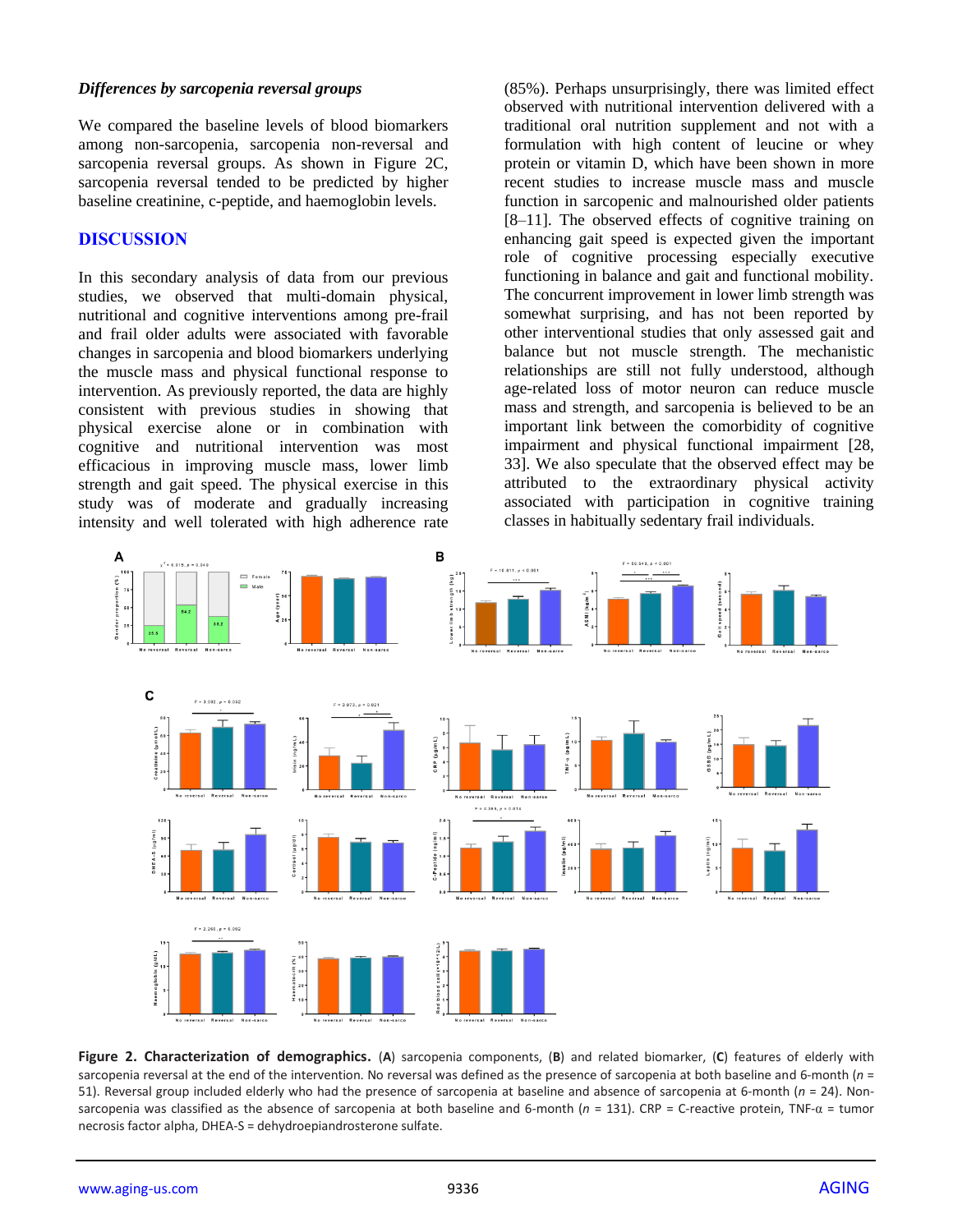### *Differences by sarcopenia reversal groups*

We compared the baseline levels of blood biomarkers among non-sarcopenia, sarcopenia non-reversal and sarcopenia reversal groups. As shown in Figure 2C, sarcopenia reversal tended to be predicted by higher baseline creatinine, c-peptide, and haemoglobin levels.

## DISCUSSION

In this secondary analysis of data from our previous studies, we observed that multi-domain physical, nutritional and cognitive interventions among pre-frail and frail older adults were associated with favorable changes in sarcopenia and blood biomarkers underlying the muscle mass and physical functional response to intervention. As previously reported, the data are highly consistent with previous studies in showing that physical exercise alone or in combination with cognitive and nutritional intervention was most efficacious in improving muscle mass, lower limb strength and gait speed. The physical exercise in this study was of moderate and gradually increasing intensity and well tolerated with high adherence rate (85%). Perhaps unsurprisingly, there was limited effect observed with nutritional intervention delivered with a traditional oral nutrition supplement and not with a formulation with high content of leucine or whey protein or vitamin D, which have been shown in more recent studies to increase muscle mass and muscle function in sarcopenic and malnourished older patients [8–11]. The observed effects of cognitive training on enhancing gait speed is expected given the important role of cognitive processing especially executive functioning in balance and gait and functional mobility. The concurrent improvement in lower limb strength was somewhat surprising, and has not been reported by other interventional studies that only assessed gait and balance but not muscle strength. The mechanistic relationships are still not fully understood, although age-related loss of motor neuron can reduce muscle mass and strength, and sarcopenia is believed to be an important link between the comorbidity of cognitive impairment and physical functional impairment [28, 33]. We also speculate that the observed effect may be attributed to the extraordinary physical activity associated with participation in cognitive training classes in habitually sedentary frail individuals.

**Figure 2. Characterization of demographics.** (**A**) sarcopenia components, (**B**) and related biomarker, (**C**) features of elderly with sarcopenia reversal at the end of the intervention. No reversal was defined as the presence of sarcopenia at both baseline and 6-month ($n$ = 51). Reversal group included elderly who had the presence of sarcopenia at baseline and absence of sarcopenia at 6-month ($n$ = 24). Non-sarcopenia was classified as the absence of sarcopenia at both baseline and 6-month ($n$ = 131). CRP = C-reactive protein, TNF-α = tumor necrosis factor alpha, DHEA-S = dehydroepiandrosterone sulfate.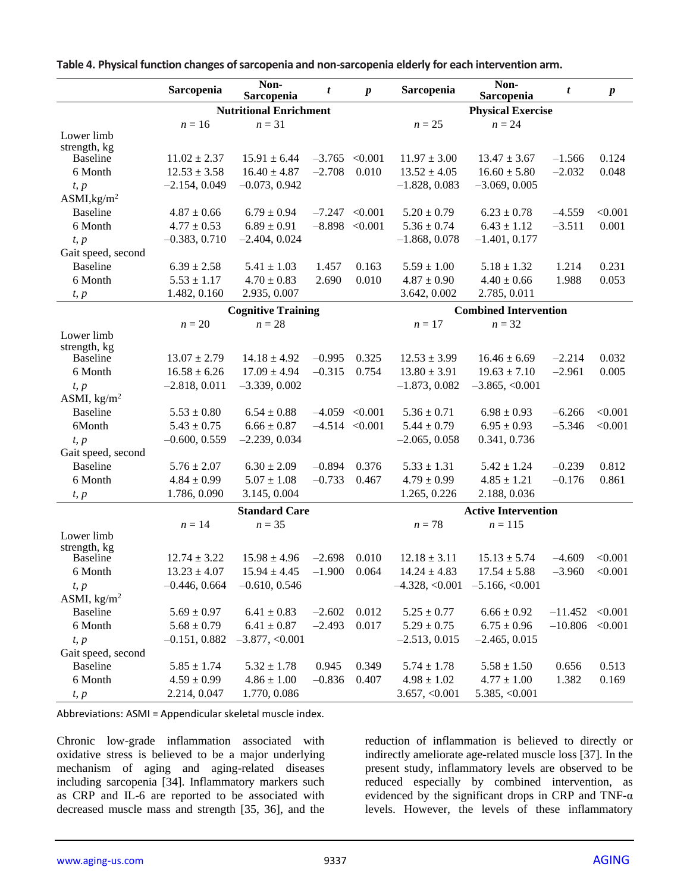**Table 4. Physical function changes of sarcopenia and non-sarcopenia elderly for each intervention arm.**

| | Sarcopenia | Non-Sarcopenia | *t* | *p* | Sarcopenia | Non-Sarcopenia | *t* | *p* |
|---|---|---|---|---|---|---|---|---|
| | **Nutritional Enrichment** | | | | **Physical Exercise** | | | |
| | $n = 16$ | $n = 31$ | | | $n = 25$ | $n = 24$ | | |
| Lower limb strength, kg | | | | | | | | |
| Baseline | 11.02 ± 2.37 | 15.91 ± 6.44 | –3.765 | <0.001 | 11.97 ± 3.00 | 13.47 ± 3.67 | –1.566 | 0.124 |
| 6 Month | 12.53 ± 3.58 | 16.40 ± 4.87 | –2.708 | 0.010 | 13.52 ± 4.05 | 16.60 ± 5.80 | –2.032 | 0.048 |
| *t, p* | –2.154, 0.049 | –0.073, 0.942 | | | –1.828, 0.083 | –3.069, 0.005 | | |
| ASMI, kg/m$^2$ | | | | | | | | |
| Baseline | 4.87 ± 0.66 | 6.79 ± 0.94 | –7.247 | <0.001 | 5.20 ± 0.79 | 6.23 ± 0.78 | –4.559 | <0.001 |
| 6 Month | 4.77 ± 0.53 | 6.89 ± 0.91 | –8.898 | <0.001 | 5.36 ± 0.74 | 6.43 ± 1.12 | –3.511 | 0.001 |
| *t, p* | –0.383, 0.710 | –2.404, 0.024 | | | –1.868, 0.078 | –1.401, 0.177 | | |
| Gait speed, second | | | | | | | | |
| Baseline | 6.39 ± 2.58 | 5.41 ± 1.03 | 1.457 | 0.163 | 5.59 ± 1.00 | 5.18 ± 1.32 | 1.214 | 0.231 |
| 6 Month | 5.53 ± 1.17 | 4.70 ± 0.83 | 2.690 | 0.010 | 4.87 ± 0.90 | 4.40 ± 0.66 | 1.988 | 0.053 |
| *t, p* | 1.482, 0.160 | 2.935, 0.007 | | | 3.642, 0.002 | 2.785, 0.011 | | |
| | **Cognitive Training** | | | | **Combined Intervention** | | | |
| | $n = 20$ | $n = 28$ | | | $n = 17$ | $n = 32$ | | |
| Lower limb strength, kg | | | | | | | | |
| Baseline | 13.07 ± 2.79 | 14.18 ± 4.92 | –0.995 | 0.325 | 12.53 ± 3.99 | 16.46 ± 6.69 | –2.214 | 0.032 |
| 6 Month | 16.58 ± 6.26 | 17.09 ± 4.94 | –0.315 | 0.754 | 13.80 ± 3.91 | 19.63 ± 7.10 | –2.961 | 0.005 |
| *t, p* | –2.818, 0.011 | –3.339, 0.002 | | | –1.873, 0.082 | –3.865, <0.001 | | |
| ASMI, kg/m$^2$ | | | | | | | | |
| Baseline | 5.53 ± 0.80 | 6.54 ± 0.88 | –4.059 | <0.001 | 5.36 ± 0.71 | 6.98 ± 0.93 | –6.266 | <0.001 |
| 6Month | 5.43 ± 0.75 | 6.66 ± 0.87 | –4.514 | <0.001 | 5.44 ± 0.79 | 6.95 ± 0.93 | –5.346 | <0.001 |
| *t, p* | –0.600, 0.559 | –2.239, 0.034 | | | –2.065, 0.058 | 0.341, 0.736 | | |
| Gait speed, second | | | | | | | | |
| Baseline | 5.76 ± 2.07 | 6.30 ± 2.09 | –0.894 | 0.376 | 5.33 ± 1.31 | 5.42 ± 1.24 | –0.239 | 0.812 |
| 6 Month | 4.84 ± 0.99 | 5.07 ± 1.08 | –0.733 | 0.467 | 4.79 ± 0.99 | 4.85 ± 1.21 | –0.176 | 0.861 |
| *t, p* | 1.786, 0.090 | 3.145, 0.004 | | | 1.265, 0.226 | 2.188, 0.036 | | |
| | **Standard Care** | | | | **Active Intervention** | | | |
| | $n = 14$ | $n = 35$ | | | $n = 78$ | $n = 115$ | | |
| Lower limb strength, kg | | | | | | | | |
| Baseline | 12.74 ± 3.22 | 15.98 ± 4.96 | –2.698 | 0.010 | 12.18 ± 3.11 | 15.13 ± 5.74 | –4.609 | <0.001 |
| 6 Month | 13.23 ± 4.07 | 15.94 ± 4.45 | –1.900 | 0.064 | 14.24 ± 4.83 | 17.54 ± 5.88 | –3.960 | <0.001 |
| *t, p* | –0.446, 0.664 | –0.610, 0.546 | | | –4.328, <0.001 | –5.166, <0.001 | | |
| ASMI, kg/m$^2$ | | | | | | | | |
| Baseline | 5.69 ± 0.97 | 6.41 ± 0.83 | –2.602 | 0.012 | 5.25 ± 0.77 | 6.66 ± 0.92 | –11.452 | <0.001 |
| 6 Month | 5.68 ± 0.79 | 6.41 ± 0.87 | –2.493 | 0.017 | 5.29 ± 0.75 | 6.75 ± 0.96 | –10.806 | <0.001 |
| *t, p* | –0.151, 0.882 | –3.877, <0.001 | | | –2.513, 0.015 | –2.465, 0.015 | | |
| Gait speed, second | | | | | | | | |
| Baseline | 5.85 ± 1.74 | 5.32 ± 1.78 | 0.945 | 0.349 | 5.74 ± 1.78 | 5.58 ± 1.50 | 0.656 | 0.513 |
| 6 Month | 4.59 ± 0.99 | 4.86 ± 1.00 | –0.836 | 0.407 | 4.98 ± 1.02 | 4.77 ± 1.00 | 1.382 | 0.169 |
| *t, p* | 2.214, 0.047 | 1.770, 0.086 | | | 3.657, <0.001 | 5.385, <0.001 | | |

Abbreviations: ASMI = Appendicular skeletal muscle index.

Chronic low-grade inflammation associated with oxidative stress is believed to be a major underlying mechanism of aging and aging-related diseases including sarcopenia [34]. Inflammatory markers such as CRP and IL-6 are reported to be associated with decreased muscle mass and strength [35, 36], and the reduction of inflammation is believed to directly or indirectly ameliorate age-related muscle loss [37]. In the present study, inflammatory levels are observed to be reduced especially by combined intervention, as evidenced by the significant drops in CRP and TNF-α levels. However, the levels of these inflammatory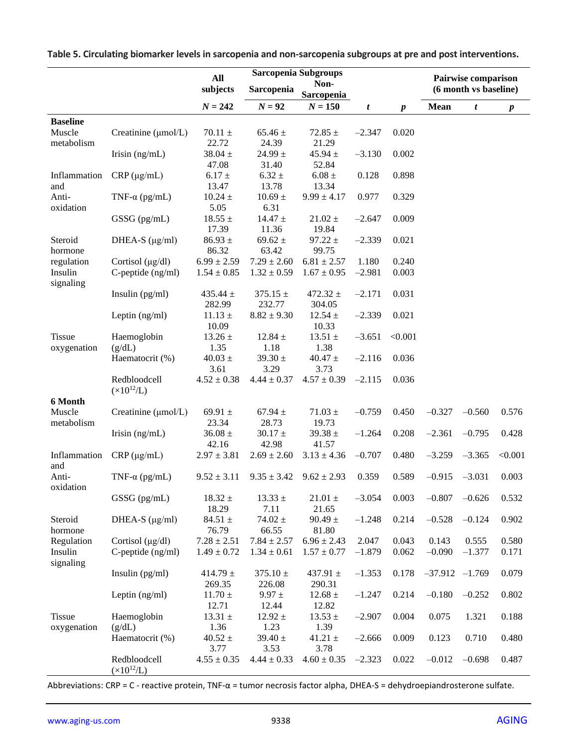**Table 5. Circulating biomarker levels in sarcopenia and non-sarcopenia subgroups at pre and post interventions.**

| | | All subjects | Sarcopenia Subgroups | | | | Pairwise comparison (6 month vs baseline) | | |
|---|---|---|---|---|---|---|---|---|---|
| | | | Sarcopenia | Non-Sarcopenia | | | | | |
| | | $N = 242$ | $N = 92$ | $N = 150$ | $t$ | $p$ | Mean | $t$ | $p$ |
| **Baseline** | | | | | | | | | |
| Muscle metabolism | Creatinine (μmol/L) | 70.11 ± 22.72 | 65.46 ± 24.39 | 72.85 ± 21.29 | –2.347 | 0.020 | | | |
| | Irisin (ng/mL) | 38.04 ± 47.08 | 24.99 ± 31.40 | 45.94 ± 52.84 | –3.130 | 0.002 | | | |
| Inflammation and Anti-oxidation | CRP (μg/mL) | 6.17 ± 13.47 | 6.32 ± 13.78 | 6.08 ± 13.34 | 0.128 | 0.898 | | | |
| | TNF-α (pg/mL) | 10.24 ± 5.05 | 10.69 ± 6.31 | 9.99 ± 4.17 | 0.977 | 0.329 | | | |
| | GSSG (pg/mL) | 18.55 ± 17.39 | 14.47 ± 11.36 | 21.02 ± 19.84 | –2.647 | 0.009 | | | |
| Steroid hormone regulation | DHEA-S (μg/ml) | 86.93 ± 86.32 | 69.62 ± 63.42 | 97.22 ± 99.75 | –2.339 | 0.021 | | | |
| | Cortisol (μg/dl) | 6.99 ± 2.59 | 7.29 ± 2.60 | 6.81 ± 2.57 | 1.180 | 0.240 | | | |
| Insulin signaling | C-peptide (ng/ml) | 1.54 ± 0.85 | 1.32 ± 0.59 | 1.67 ± 0.95 | –2.981 | 0.003 | | | |
| | Insulin (pg/ml) | 435.44 ± 282.99 | 375.15 ± 232.77 | 472.32 ± 304.05 | –2.171 | 0.031 | | | |
| | Leptin (ng/ml) | 11.13 ± 10.09 | 8.82 ± 9.30 | 12.54 ± 10.33 | –2.339 | 0.021 | | | |
| Tissue oxygenation | Haemoglobin (g/dL) | 13.26 ± 1.35 | 12.84 ± 1.18 | 13.51 ± 1.38 | –3.651 | <0.001 | | | |
| | Haematocrit (%) | 40.03 ± 3.61 | 39.30 ± 3.29 | 40.47 ± 3.73 | –2.116 | 0.036 | | | |
| | Redbloodcell ($\times 10^{12}$/L) | 4.52 ± 0.38 | 4.44 ± 0.37 | 4.57 ± 0.39 | –2.115 | 0.036 | | | |
| **6 Month** | | | | | | | | | |
| Muscle metabolism | Creatinine (μmol/L) | 69.91 ± 23.34 | 67.94 ± 28.73 | 71.03 ± 19.73 | –0.759 | 0.450 | –0.327 | –0.560 | 0.576 |
| | Irisin (ng/mL) | 36.08 ± 42.16 | 30.17 ± 42.98 | 39.38 ± 41.57 | –1.264 | 0.208 | –2.361 | –0.795 | 0.428 |
| Inflammation and Anti-oxidation | CRP (μg/mL) | 2.97 ± 3.81 | 2.69 ± 2.60 | 3.13 ± 4.36 | –0.707 | 0.480 | –3.259 | –3.365 | <0.001 |
| | TNF-α (pg/mL) | 9.52 ± 3.11 | 9.35 ± 3.42 | 9.62 ± 2.93 | 0.359 | 0.589 | –0.915 | –3.031 | 0.003 |
| | GSSG (pg/mL) | 18.32 ± 18.29 | 13.33 ± 7.11 | 21.01 ± 21.65 | –3.054 | 0.003 | –0.807 | –0.626 | 0.532 |
| Steroid hormone Regulation | DHEA-S (μg/ml) | 84.51 ± 76.79 | 74.02 ± 66.55 | 90.49 ± 81.80 | –1.248 | 0.214 | –0.528 | –0.124 | 0.902 |
| | Cortisol (μg/dl) | 7.28 ± 2.51 | 7.84 ± 2.57 | 6.96 ± 2.43 | 2.047 | 0.043 | 0.143 | 0.555 | 0.580 |
| Insulin signaling | C-peptide (ng/ml) | 1.49 ± 0.72 | 1.34 ± 0.61 | 1.57 ± 0.77 | –1.879 | 0.062 | –0.090 | –1.377 | 0.171 |
| | Insulin (pg/ml) | 414.79 ± 269.35 | 375.10 ± 226.08 | 437.91 ± 290.31 | –1.353 | 0.178 | –37.912 | –1.769 | 0.079 |
| | Leptin (ng/ml) | 11.70 ± 12.71 | 9.97 ± 12.44 | 12.68 ± 12.82 | –1.247 | 0.214 | –0.180 | –0.252 | 0.802 |
| Tissue oxygenation | Haemoglobin (g/dL) | 13.31 ± 1.36 | 12.92 ± 1.23 | 13.53 ± 1.39 | –2.907 | 0.004 | 0.075 | 1.321 | 0.188 |
| | Haematocrit (%) | 40.52 ± 3.77 | 39.40 ± 3.53 | 41.21 ± 3.78 | –2.666 | 0.009 | 0.123 | 0.710 | 0.480 |
| | Redbloodcell ($\times 10^{12}$/L) | 4.55 ± 0.35 | 4.44 ± 0.33 | 4.60 ± 0.35 | –2.323 | 0.022 | –0.012 | –0.698 | 0.487 |

Abbreviations: CRP = C - reactive protein, TNF-α = tumor necrosis factor alpha, DHEA-S = dehydroepiandrosterone sulfate.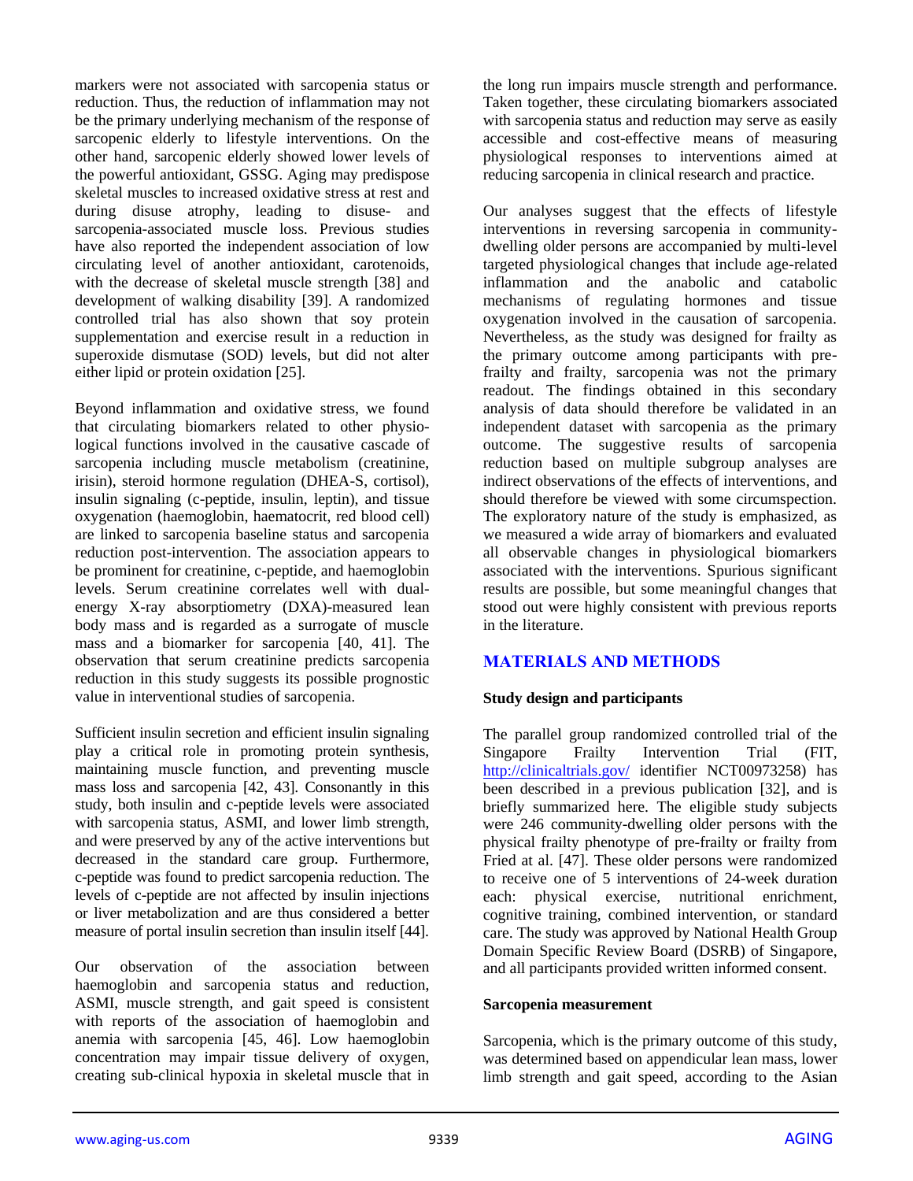markers were not associated with sarcopenia status or reduction. Thus, the reduction of inflammation may not be the primary underlying mechanism of the response of sarcopenic elderly to lifestyle interventions. On the other hand, sarcopenic elderly showed lower levels of the powerful antioxidant, GSSG. Aging may predispose skeletal muscles to increased oxidative stress at rest and during disuse atrophy, leading to disuse- and sarcopenia-associated muscle loss. Previous studies have also reported the independent association of low circulating level of another antioxidant, carotenoids, with the decrease of skeletal muscle strength [38] and development of walking disability [39]. A randomized controlled trial has also shown that soy protein supplementation and exercise result in a reduction in superoxide dismutase (SOD) levels, but did not alter either lipid or protein oxidation [25].

Beyond inflammation and oxidative stress, we found that circulating biomarkers related to other physiological functions involved in the causative cascade of sarcopenia including muscle metabolism (creatinine, irisin), steroid hormone regulation (DHEA-S, cortisol), insulin signaling (c-peptide, insulin, leptin), and tissue oxygenation (haemoglobin, haematocrit, red blood cell) are linked to sarcopenia baseline status and sarcopenia reduction post-intervention. The association appears to be prominent for creatinine, c-peptide, and haemoglobin levels. Serum creatinine correlates well with dual-energy X-ray absorptiometry (DXA)-measured lean body mass and is regarded as a surrogate of muscle mass and a biomarker for sarcopenia [40, 41]. The observation that serum creatinine predicts sarcopenia reduction in this study suggests its possible prognostic value in interventional studies of sarcopenia.

Sufficient insulin secretion and efficient insulin signaling play a critical role in promoting protein synthesis, maintaining muscle function, and preventing muscle mass loss and sarcopenia [42, 43]. Consonantly in this study, both insulin and c-peptide levels were associated with sarcopenia status, ASMI, and lower limb strength, and were preserved by any of the active interventions but decreased in the standard care group. Furthermore, c-peptide was found to predict sarcopenia reduction. The levels of c-peptide are not affected by insulin injections or liver metabolization and are thus considered a better measure of portal insulin secretion than insulin itself [44].

Our observation of the association between haemoglobin and sarcopenia status and reduction, ASMI, muscle strength, and gait speed is consistent with reports of the association of haemoglobin and anemia with sarcopenia [45, 46]. Low haemoglobin concentration may impair tissue delivery of oxygen, creating sub-clinical hypoxia in skeletal muscle that in the long run impairs muscle strength and performance. Taken together, these circulating biomarkers associated with sarcopenia status and reduction may serve as easily accessible and cost-effective means of measuring physiological responses to interventions aimed at reducing sarcopenia in clinical research and practice.

Our analyses suggest that the effects of lifestyle interventions in reversing sarcopenia in community-dwelling older persons are accompanied by multi-level targeted physiological changes that include age-related inflammation and the anabolic and catabolic mechanisms of regulating hormones and tissue oxygenation involved in the causation of sarcopenia. Nevertheless, as the study was designed for frailty as the primary outcome among participants with pre-frailty and frailty, sarcopenia was not the primary readout. The findings obtained in this secondary analysis of data should therefore be validated in an independent dataset with sarcopenia as the primary outcome. The suggestive results of sarcopenia reduction based on multiple subgroup analyses are indirect observations of the effects of interventions, and should therefore be viewed with some circumspection. The exploratory nature of the study is emphasized, as we measured a wide array of biomarkers and evaluated all observable changes in physiological biomarkers associated with the interventions. Spurious significant results are possible, but some meaningful changes that stood out were highly consistent with previous reports in the literature.

## MATERIALS AND METHODS

### Study design and participants

The parallel group randomized controlled trial of the Singapore Frailty Intervention Trial (FIT, http://clinicaltrials.gov/ identifier NCT00973258) has been described in a previous publication [32], and is briefly summarized here. The eligible study subjects were 246 community-dwelling older persons with the physical frailty phenotype of pre-frailty or frailty from Fried at al. [47]. These older persons were randomized to receive one of 5 interventions of 24-week duration each: physical exercise, nutritional enrichment, cognitive training, combined intervention, or standard care. The study was approved by National Health Group Domain Specific Review Board (DSRB) of Singapore, and all participants provided written informed consent.

### Sarcopenia measurement

Sarcopenia, which is the primary outcome of this study, was determined based on appendicular lean mass, lower limb strength and gait speed, according to the Asian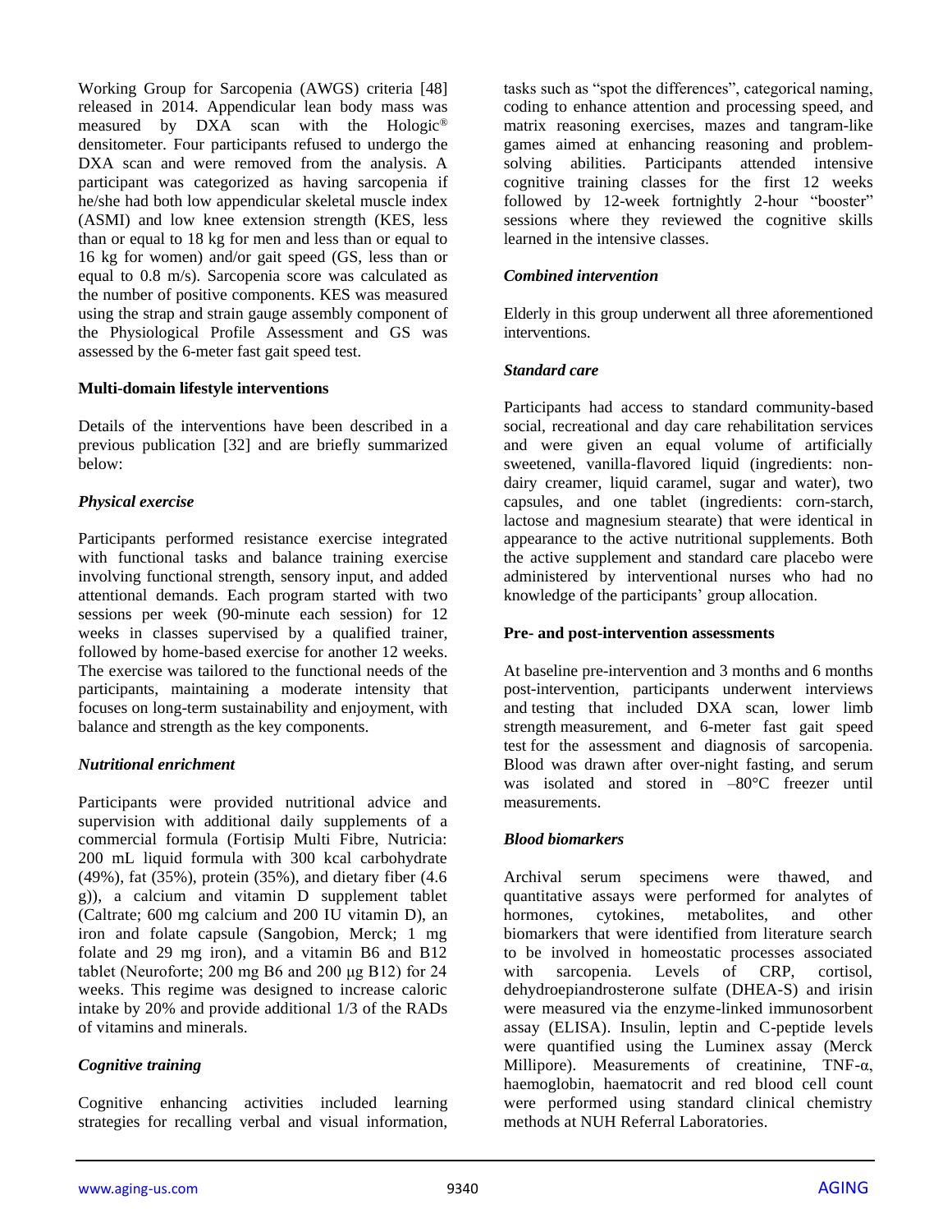Working Group for Sarcopenia (AWGS) criteria [48] released in 2014. Appendicular lean body mass was measured by DXA scan with the Hologic® densitometer. Four participants refused to undergo the DXA scan and were removed from the analysis. A participant was categorized as having sarcopenia if he/she had both low appendicular skeletal muscle index (ASMI) and low knee extension strength (KES, less than or equal to 18 kg for men and less than or equal to 16 kg for women) and/or gait speed (GS, less than or equal to 0.8 m/s). Sarcopenia score was calculated as the number of positive components. KES was measured using the strap and strain gauge assembly component of the Physiological Profile Assessment and GS was assessed by the 6-meter fast gait speed test.

### Multi-domain lifestyle interventions

Details of the interventions have been described in a previous publication [32] and are briefly summarized below:

#### *Physical exercise*

Participants performed resistance exercise integrated with functional tasks and balance training exercise involving functional strength, sensory input, and added attentional demands. Each program started with two sessions per week (90-minute each session) for 12 weeks in classes supervised by a qualified trainer, followed by home-based exercise for another 12 weeks. The exercise was tailored to the functional needs of the participants, maintaining a moderate intensity that focuses on long-term sustainability and enjoyment, with balance and strength as the key components.

#### *Nutritional enrichment*

Participants were provided nutritional advice and supervision with additional daily supplements of a commercial formula (Fortisip Multi Fibre, Nutricia: 200 mL liquid formula with 300 kcal carbohydrate (49%), fat (35%), protein (35%), and dietary fiber (4.6 g)), a calcium and vitamin D supplement tablet (Caltrate; 600 mg calcium and 200 IU vitamin D), an iron and folate capsule (Sangobion, Merck; 1 mg folate and 29 mg iron), and a vitamin B6 and B12 tablet (Neuroforte; 200 mg B6 and 200 μg B12) for 24 weeks. This regime was designed to increase caloric intake by 20% and provide additional 1/3 of the RADs of vitamins and minerals.

#### *Cognitive training*

Cognitive enhancing activities included learning strategies for recalling verbal and visual information, tasks such as "spot the differences", categorical naming, coding to enhance attention and processing speed, and matrix reasoning exercises, mazes and tangram-like games aimed at enhancing reasoning and problem-solving abilities. Participants attended intensive cognitive training classes for the first 12 weeks followed by 12-week fortnightly 2-hour "booster" sessions where they reviewed the cognitive skills learned in the intensive classes.

#### *Combined intervention*

Elderly in this group underwent all three aforementioned interventions.

#### *Standard care*

Participants had access to standard community-based social, recreational and day care rehabilitation services and were given an equal volume of artificially sweetened, vanilla-flavored liquid (ingredients: non-dairy creamer, liquid caramel, sugar and water), two capsules, and one tablet (ingredients: corn-starch, lactose and magnesium stearate) that were identical in appearance to the active nutritional supplements. Both the active supplement and standard care placebo were administered by interventional nurses who had no knowledge of the participants' group allocation.

### Pre- and post-intervention assessments

At baseline pre-intervention and 3 months and 6 months post-intervention, participants underwent interviews and testing that included DXA scan, lower limb strength measurement, and 6-meter fast gait speed test for the assessment and diagnosis of sarcopenia. Blood was drawn after over-night fasting, and serum was isolated and stored in –80°C freezer until measurements.

#### *Blood biomarkers*

Archival serum specimens were thawed, and quantitative assays were performed for analytes of hormones, cytokines, metabolites, and other biomarkers that were identified from literature search to be involved in homeostatic processes associated with sarcopenia. Levels of CRP, cortisol, dehydroepiandrosterone sulfate (DHEA-S) and irisin were measured via the enzyme-linked immunosorbent assay (ELISA). Insulin, leptin and C-peptide levels were quantified using the Luminex assay (Merck Millipore). Measurements of creatinine, TNF-α, haemoglobin, haematocrit and red blood cell count were performed using standard clinical chemistry methods at NUH Referral Laboratories.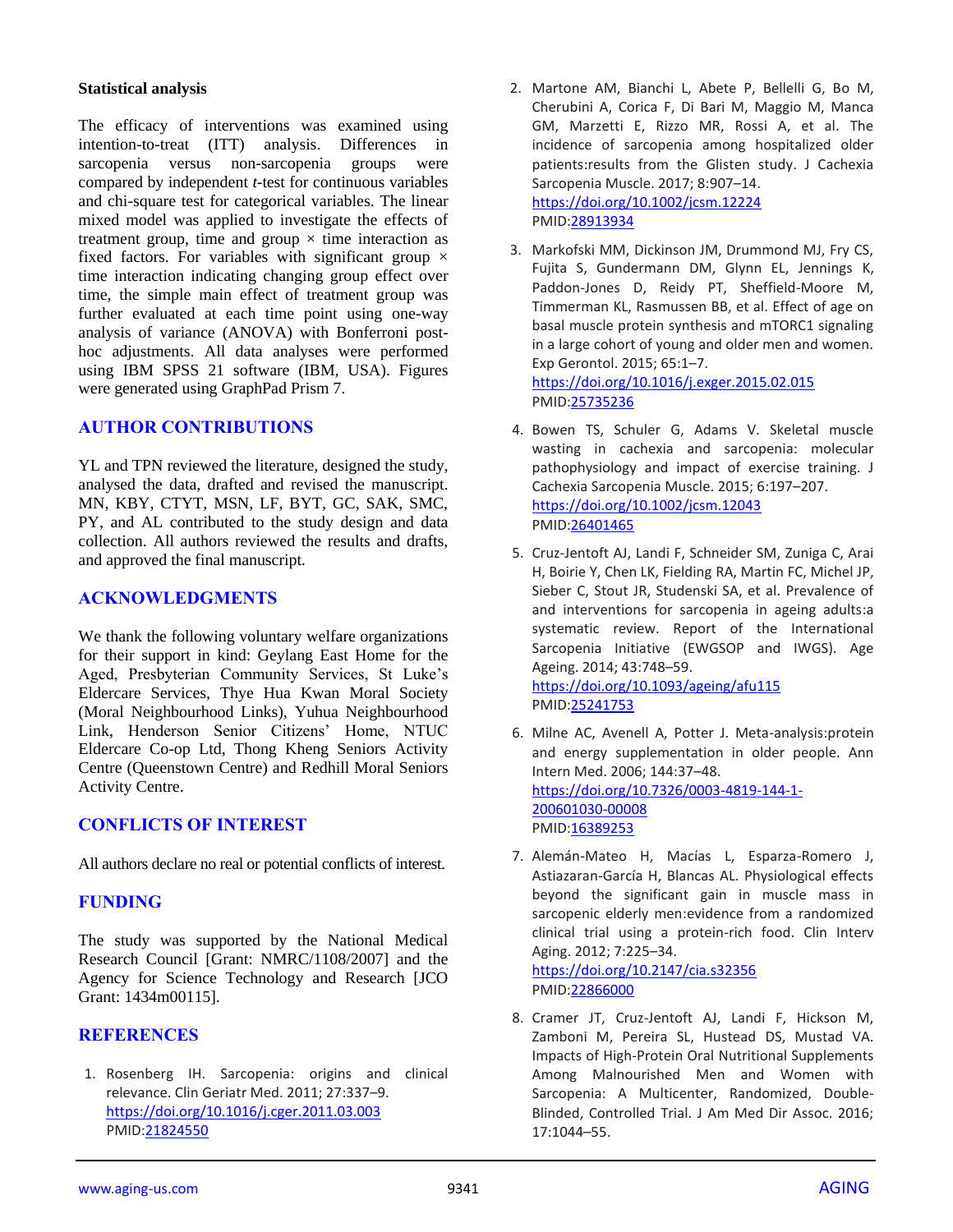### Statistical analysis

The efficacy of interventions was examined using intention-to-treat (ITT) analysis. Differences in sarcopenia versus non-sarcopenia groups were compared by independent *t*-test for continuous variables and chi-square test for categorical variables. The linear mixed model was applied to investigate the effects of treatment group, time and group × time interaction as fixed factors. For variables with significant group × time interaction indicating changing group effect over time, the simple main effect of treatment group was further evaluated at each time point using one-way analysis of variance (ANOVA) with Bonferroni post-hoc adjustments. All data analyses were performed using IBM SPSS 21 software (IBM, USA). Figures were generated using GraphPad Prism 7.

## AUTHOR CONTRIBUTIONS

YL and TPN reviewed the literature, designed the study, analysed the data, drafted and revised the manuscript. MN, KBY, CTYT, MSN, LF, BYT, GC, SAK, SMC, PY, and AL contributed to the study design and data collection. All authors reviewed the results and drafts, and approved the final manuscript.

## ACKNOWLEDGMENTS

We thank the following voluntary welfare organizations for their support in kind: Geylang East Home for the Aged, Presbyterian Community Services, St Luke's Eldercare Services, Thye Hua Kwan Moral Society (Moral Neighbourhood Links), Yuhua Neighbourhood Link, Henderson Senior Citizens' Home, NTUC Eldercare Co-op Ltd, Thong Kheng Seniors Activity Centre (Queenstown Centre) and Redhill Moral Seniors Activity Centre.

## CONFLICTS OF INTEREST

All authors declare no real or potential conflicts of interest.

## FUNDING

The study was supported by the National Medical Research Council [Grant: NMRC/1108/2007] and the Agency for Science Technology and Research [JCO Grant: 1434m00115].

## REFERENCES

1. Rosenberg IH. Sarcopenia: origins and clinical relevance. Clin Geriatr Med. 2011; 27:337–9. https://doi.org/10.1016/j.cger.2011.03.003 PMID:21824550

2. Martone AM, Bianchi L, Abete P, Bellelli G, Bo M, Cherubini A, Corica F, Di Bari M, Maggio M, Manca GM, Marzetti E, Rizzo MR, Rossi A, et al. The incidence of sarcopenia among hospitalized older patients:results from the Glisten study. J Cachexia Sarcopenia Muscle. 2017; 8:907–14. https://doi.org/10.1002/jcsm.12224 PMID:28913934

3. Markofski MM, Dickinson JM, Drummond MJ, Fry CS, Fujita S, Gundermann DM, Glynn EL, Jennings K, Paddon-Jones D, Reidy PT, Sheffield-Moore M, Timmerman KL, Rasmussen BB, et al. Effect of age on basal muscle protein synthesis and mTORC1 signaling in a large cohort of young and older men and women. Exp Gerontol. 2015; 65:1–7. https://doi.org/10.1016/j.exger.2015.02.015 PMID:25735236

4. Bowen TS, Schuler G, Adams V. Skeletal muscle wasting in cachexia and sarcopenia: molecular pathophysiology and impact of exercise training. J Cachexia Sarcopenia Muscle. 2015; 6:197–207. https://doi.org/10.1002/jcsm.12043 PMID:26401465

5. Cruz-Jentoft AJ, Landi F, Schneider SM, Zuniga C, Arai H, Boirie Y, Chen LK, Fielding RA, Martin FC, Michel JP, Sieber C, Stout JR, Studenski SA, et al. Prevalence of and interventions for sarcopenia in ageing adults:a systematic review. Report of the International Sarcopenia Initiative (EWGSOP and IWGS). Age Ageing. 2014; 43:748–59. https://doi.org/10.1093/ageing/afu115 PMID:25241753

6. Milne AC, Avenell A, Potter J. Meta-analysis:protein and energy supplementation in older people. Ann Intern Med. 2006; 144:37–48. https://doi.org/10.7326/0003-4819-144-1-200601030-00008 PMID:16389253

7. Alemán-Mateo H, Macías L, Esparza-Romero J, Astiazaran-García H, Blancas AL. Physiological effects beyond the significant gain in muscle mass in sarcopenic elderly men:evidence from a randomized clinical trial using a protein-rich food. Clin Interv Aging. 2012; 7:225–34. https://doi.org/10.2147/cia.s32356 PMID:22866000

8. Cramer JT, Cruz-Jentoft AJ, Landi F, Hickson M, Zamboni M, Pereira SL, Hustead DS, Mustad VA. Impacts of High-Protein Oral Nutritional Supplements Among Malnourished Men and Women with Sarcopenia: A Multicenter, Randomized, Double-Blinded, Controlled Trial. J Am Med Dir Assoc. 2016; 17:1044–55.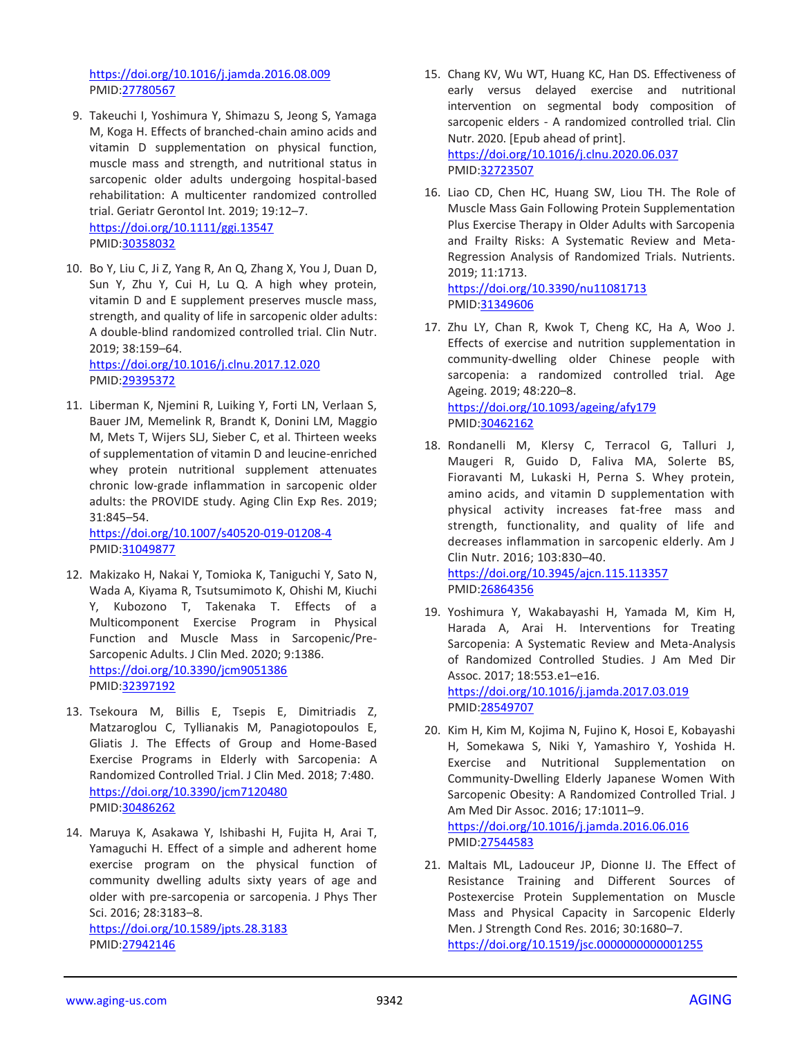https://doi.org/10.1016/j.jamda.2016.08.009
PMID:27780567

9. Takeuchi I, Yoshimura Y, Shimazu S, Jeong S, Yamaga M, Koga H. Effects of branched-chain amino acids and vitamin D supplementation on physical function, muscle mass and strength, and nutritional status in sarcopenic older adults undergoing hospital-based rehabilitation: A multicenter randomized controlled trial. Geriatr Gerontol Int. 2019; 19:12–7.
https://doi.org/10.1111/ggi.13547
PMID:30358032

10. Bo Y, Liu C, Ji Z, Yang R, An Q, Zhang X, You J, Duan D, Sun Y, Zhu Y, Cui H, Lu Q. A high whey protein, vitamin D and E supplement preserves muscle mass, strength, and quality of life in sarcopenic older adults: A double-blind randomized controlled trial. Clin Nutr. 2019; 38:159–64.
https://doi.org/10.1016/j.clnu.2017.12.020
PMID:29395372

11. Liberman K, Njemini R, Luiking Y, Forti LN, Verlaan S, Bauer JM, Memelink R, Brandt K, Donini LM, Maggio M, Mets T, Wijers SLJ, Sieber C, et al. Thirteen weeks of supplementation of vitamin D and leucine-enriched whey protein nutritional supplement attenuates chronic low-grade inflammation in sarcopenic older adults: the PROVIDE study. Aging Clin Exp Res. 2019; 31:845–54.
https://doi.org/10.1007/s40520-019-01208-4
PMID:31049877

12. Makizako H, Nakai Y, Tomioka K, Taniguchi Y, Sato N, Wada A, Kiyama R, Tsutsumimoto K, Ohishi M, Kiuchi Y, Kubozono T, Takenaka T. Effects of a Multicomponent Exercise Program in Physical Function and Muscle Mass in Sarcopenic/Pre-Sarcopenic Adults. J Clin Med. 2020; 9:1386.
https://doi.org/10.3390/jcm9051386
PMID:32397192

13. Tsekoura M, Billis E, Tsepis E, Dimitriadis Z, Matzaroglou C, Tyllianakis M, Panagiotopoulos E, Gliatis J. The Effects of Group and Home-Based Exercise Programs in Elderly with Sarcopenia: A Randomized Controlled Trial. J Clin Med. 2018; 7:480.
https://doi.org/10.3390/jcm7120480
PMID:30486262

14. Maruya K, Asakawa Y, Ishibashi H, Fujita H, Arai T, Yamaguchi H. Effect of a simple and adherent home exercise program on the physical function of community dwelling adults sixty years of age and older with pre-sarcopenia or sarcopenia. J Phys Ther Sci. 2016; 28:3183–8.
https://doi.org/10.1589/jpts.28.3183
PMID:27942146

15. Chang KV, Wu WT, Huang KC, Han DS. Effectiveness of early versus delayed exercise and nutritional intervention on segmental body composition of sarcopenic elders - A randomized controlled trial. Clin Nutr. 2020. [Epub ahead of print].
https://doi.org/10.1016/j.clnu.2020.06.037
PMID:32723507

16. Liao CD, Chen HC, Huang SW, Liou TH. The Role of Muscle Mass Gain Following Protein Supplementation Plus Exercise Therapy in Older Adults with Sarcopenia and Frailty Risks: A Systematic Review and Meta-Regression Analysis of Randomized Trials. Nutrients. 2019; 11:1713.
https://doi.org/10.3390/nu11081713
PMID:31349606

17. Zhu LY, Chan R, Kwok T, Cheng KC, Ha A, Woo J. Effects of exercise and nutrition supplementation in community-dwelling older Chinese people with sarcopenia: a randomized controlled trial. Age Ageing. 2019; 48:220–8.
https://doi.org/10.1093/ageing/afy179
PMID:30462162

18. Rondanelli M, Klersy C, Terracol G, Talluri J, Maugeri R, Guido D, Faliva MA, Solerte BS, Fioravanti M, Lukaski H, Perna S. Whey protein, amino acids, and vitamin D supplementation with physical activity increases fat-free mass and strength, functionality, and quality of life and decreases inflammation in sarcopenic elderly. Am J Clin Nutr. 2016; 103:830–40.
https://doi.org/10.3945/ajcn.115.113357
PMID:26864356

19. Yoshimura Y, Wakabayashi H, Yamada M, Kim H, Harada A, Arai H. Interventions for Treating Sarcopenia: A Systematic Review and Meta-Analysis of Randomized Controlled Studies. J Am Med Dir Assoc. 2017; 18:553.e1–e16.
https://doi.org/10.1016/j.jamda.2017.03.019
PMID:28549707

20. Kim H, Kim M, Kojima N, Fujino K, Hosoi E, Kobayashi H, Somekawa S, Niki Y, Yamashiro Y, Yoshida H. Exercise and Nutritional Supplementation on Community-Dwelling Elderly Japanese Women With Sarcopenic Obesity: A Randomized Controlled Trial. J Am Med Dir Assoc. 2016; 17:1011–9.
https://doi.org/10.1016/j.jamda.2016.06.016
PMID:27544583

21. Maltais ML, Ladouceur JP, Dionne IJ. The Effect of Resistance Training and Different Sources of Postexercise Protein Supplementation on Muscle Mass and Physical Capacity in Sarcopenic Elderly Men. J Strength Cond Res. 2016; 30:1680–7.
https://doi.org/10.1519/jsc.0000000000001255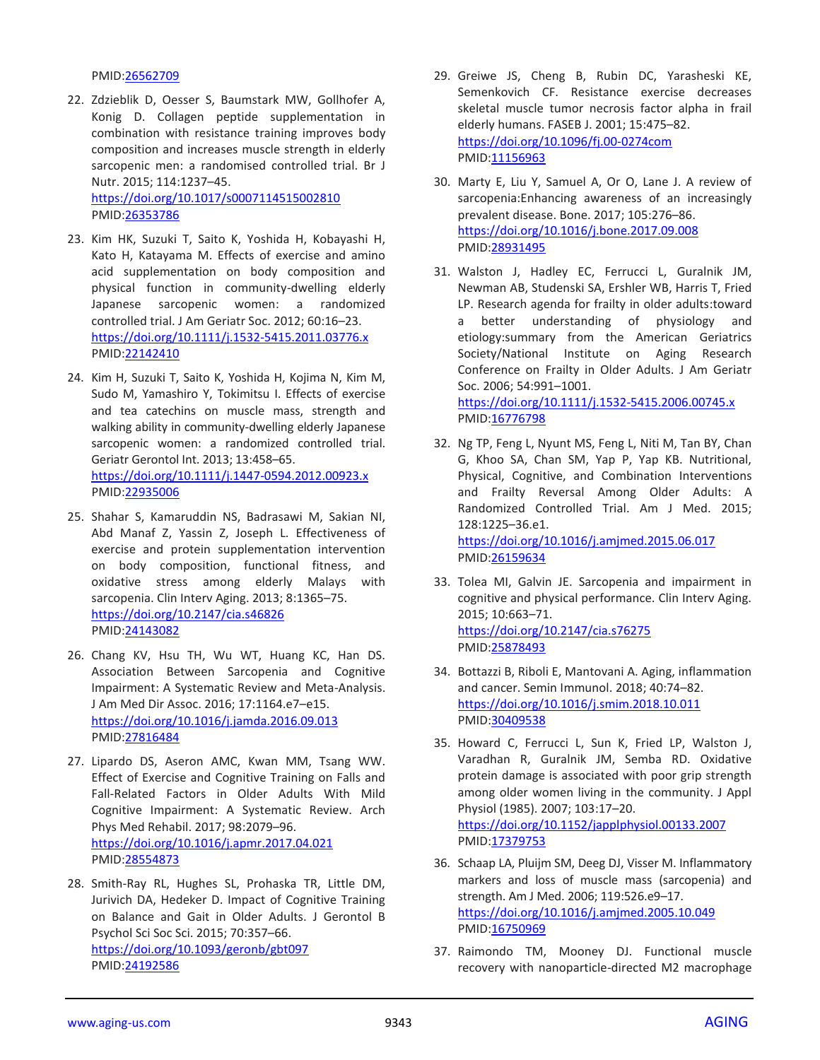PMID:26562709

22. Zdzieblik D, Oesser S, Baumstark MW, Gollhofer A, Konig D. Collagen peptide supplementation in combination with resistance training improves body composition and increases muscle strength in elderly sarcopenic men: a randomised controlled trial. Br J Nutr. 2015; 114:1237–45. https://doi.org/10.1017/s0007114515002810 PMID:26353786

23. Kim HK, Suzuki T, Saito K, Yoshida H, Kobayashi H, Kato H, Katayama M. Effects of exercise and amino acid supplementation on body composition and physical function in community-dwelling elderly Japanese sarcopenic women: a randomized controlled trial. J Am Geriatr Soc. 2012; 60:16–23. https://doi.org/10.1111/j.1532-5415.2011.03776.x PMID:22142410

24. Kim H, Suzuki T, Saito K, Yoshida H, Kojima N, Kim M, Sudo M, Yamashiro Y, Tokimitsu I. Effects of exercise and tea catechins on muscle mass, strength and walking ability in community-dwelling elderly Japanese sarcopenic women: a randomized controlled trial. Geriatr Gerontol Int. 2013; 13:458–65. https://doi.org/10.1111/j.1447-0594.2012.00923.x PMID:22935006

25. Shahar S, Kamaruddin NS, Badrasawi M, Sakian NI, Abd Manaf Z, Yassin Z, Joseph L. Effectiveness of exercise and protein supplementation intervention on body composition, functional fitness, and oxidative stress among elderly Malays with sarcopenia. Clin Interv Aging. 2013; 8:1365–75. https://doi.org/10.2147/cia.s46826 PMID:24143082

26. Chang KV, Hsu TH, Wu WT, Huang KC, Han DS. Association Between Sarcopenia and Cognitive Impairment: A Systematic Review and Meta-Analysis. J Am Med Dir Assoc. 2016; 17:1164.e7–e15. https://doi.org/10.1016/j.jamda.2016.09.013 PMID:27816484

27. Lipardo DS, Aseron AMC, Kwan MM, Tsang WW. Effect of Exercise and Cognitive Training on Falls and Fall-Related Factors in Older Adults With Mild Cognitive Impairment: A Systematic Review. Arch Phys Med Rehabil. 2017; 98:2079–96. https://doi.org/10.1016/j.apmr.2017.04.021 PMID:28554873

28. Smith-Ray RL, Hughes SL, Prohaska TR, Little DM, Jurivich DA, Hedeker D. Impact of Cognitive Training on Balance and Gait in Older Adults. J Gerontol B Psychol Sci Soc Sci. 2015; 70:357–66. https://doi.org/10.1093/geronb/gbt097 PMID:24192586

29. Greiwe JS, Cheng B, Rubin DC, Yarasheski KE, Semenkovich CF. Resistance exercise decreases skeletal muscle tumor necrosis factor alpha in frail elderly humans. FASEB J. 2001; 15:475–82. https://doi.org/10.1096/fj.00-0274com PMID:11156963

30. Marty E, Liu Y, Samuel A, Or O, Lane J. A review of sarcopenia:Enhancing awareness of an increasingly prevalent disease. Bone. 2017; 105:276–86. https://doi.org/10.1016/j.bone.2017.09.008 PMID:28931495

31. Walston J, Hadley EC, Ferrucci L, Guralnik JM, Newman AB, Studenski SA, Ershler WB, Harris T, Fried LP. Research agenda for frailty in older adults:toward a better understanding of physiology and etiology:summary from the American Geriatrics Society/National Institute on Aging Research Conference on Frailty in Older Adults. J Am Geriatr Soc. 2006; 54:991–1001. https://doi.org/10.1111/j.1532-5415.2006.00745.x PMID:16776798

32. Ng TP, Feng L, Nyunt MS, Feng L, Niti M, Tan BY, Chan G, Khoo SA, Chan SM, Yap P, Yap KB. Nutritional, Physical, Cognitive, and Combination Interventions and Frailty Reversal Among Older Adults: A Randomized Controlled Trial. Am J Med. 2015; 128:1225–36.e1. https://doi.org/10.1016/j.amjmed.2015.06.017 PMID:26159634

33. Tolea MI, Galvin JE. Sarcopenia and impairment in cognitive and physical performance. Clin Interv Aging. 2015; 10:663–71. https://doi.org/10.2147/cia.s76275 PMID:25878493

34. Bottazzi B, Riboli E, Mantovani A. Aging, inflammation and cancer. Semin Immunol. 2018; 40:74–82. https://doi.org/10.1016/j.smim.2018.10.011 PMID:30409538

35. Howard C, Ferrucci L, Sun K, Fried LP, Walston J, Varadhan R, Guralnik JM, Semba RD. Oxidative protein damage is associated with poor grip strength among older women living in the community. J Appl Physiol (1985). 2007; 103:17–20. https://doi.org/10.1152/japplphysiol.00133.2007 PMID:17379753

36. Schaap LA, Pluijm SM, Deeg DJ, Visser M. Inflammatory markers and loss of muscle mass (sarcopenia) and strength. Am J Med. 2006; 119:526.e9–17. https://doi.org/10.1016/j.amjmed.2005.10.049 PMID:16750969

37. Raimondo TM, Mooney DJ. Functional muscle recovery with nanoparticle-directed M2 macrophage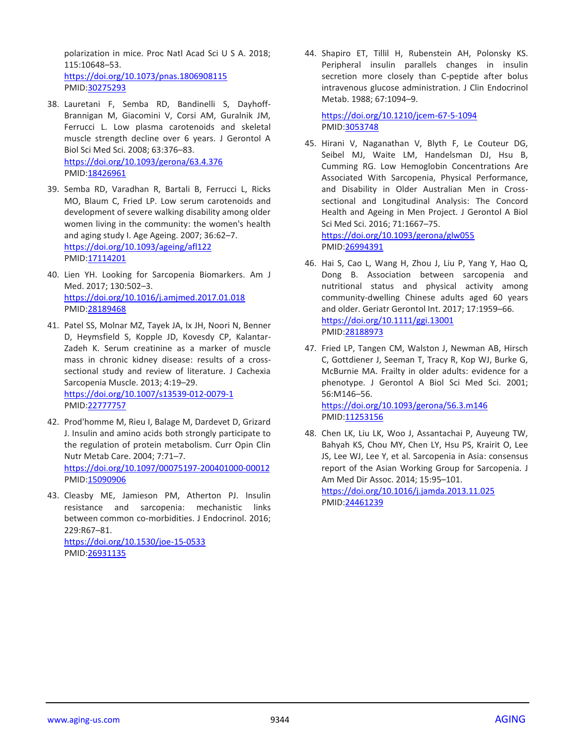polarization in mice. Proc Natl Acad Sci U S A. 2018; 115:10648–53.
https://doi.org/10.1073/pnas.1806908115
PMID:30275293

38. Lauretani F, Semba RD, Bandinelli S, Dayhoff-Brannigan M, Giacomini V, Corsi AM, Guralnik JM, Ferrucci L. Low plasma carotenoids and skeletal muscle strength decline over 6 years. J Gerontol A Biol Sci Med Sci. 2008; 63:376–83.
https://doi.org/10.1093/gerona/63.4.376
PMID:18426961

39. Semba RD, Varadhan R, Bartali B, Ferrucci L, Ricks MO, Blaum C, Fried LP. Low serum carotenoids and development of severe walking disability among older women living in the community: the women's health and aging study I. Age Ageing. 2007; 36:62–7.
https://doi.org/10.1093/ageing/afl122
PMID:17114201

40. Lien YH. Looking for Sarcopenia Biomarkers. Am J Med. 2017; 130:502–3.
https://doi.org/10.1016/j.amjmed.2017.01.018
PMID:28189468

41. Patel SS, Molnar MZ, Tayek JA, Ix JH, Noori N, Benner D, Heymsfield S, Kopple JD, Kovesdy CP, Kalantar-Zadeh K. Serum creatinine as a marker of muscle mass in chronic kidney disease: results of a cross-sectional study and review of literature. J Cachexia Sarcopenia Muscle. 2013; 4:19–29.
https://doi.org/10.1007/s13539-012-0079-1
PMID:22777757

42. Prod'homme M, Rieu I, Balage M, Dardevet D, Grizard J. Insulin and amino acids both strongly participate to the regulation of protein metabolism. Curr Opin Clin Nutr Metab Care. 2004; 7:71–7.
https://doi.org/10.1097/00075197-200401000-00012
PMID:15090906

43. Cleasby ME, Jamieson PM, Atherton PJ. Insulin resistance and sarcopenia: mechanistic links between common co-morbidities. J Endocrinol. 2016; 229:R67–81.
https://doi.org/10.1530/joe-15-0533
PMID:26931135

44. Shapiro ET, Tillil H, Rubenstein AH, Polonsky KS. Peripheral insulin parallels changes in insulin secretion more closely than C-peptide after bolus intravenous glucose administration. J Clin Endocrinol Metab. 1988; 67:1094–9.
https://doi.org/10.1210/jcem-67-5-1094
PMID:3053748

45. Hirani V, Naganathan V, Blyth F, Le Couteur DG, Seibel MJ, Waite LM, Handelsman DJ, Hsu B, Cumming RG. Low Hemoglobin Concentrations Are Associated With Sarcopenia, Physical Performance, and Disability in Older Australian Men in Cross-sectional and Longitudinal Analysis: The Concord Health and Ageing in Men Project. J Gerontol A Biol Sci Med Sci. 2016; 71:1667–75.
https://doi.org/10.1093/gerona/glw055
PMID:26994391

46. Hai S, Cao L, Wang H, Zhou J, Liu P, Yang Y, Hao Q, Dong B. Association between sarcopenia and nutritional status and physical activity among community-dwelling Chinese adults aged 60 years and older. Geriatr Gerontol Int. 2017; 17:1959–66.
https://doi.org/10.1111/ggi.13001
PMID:28188973

47. Fried LP, Tangen CM, Walston J, Newman AB, Hirsch C, Gottdiener J, Seeman T, Tracy R, Kop WJ, Burke G, McBurnie MA. Frailty in older adults: evidence for a phenotype. J Gerontol A Biol Sci Med Sci. 2001; 56:M146–56.
https://doi.org/10.1093/gerona/56.3.m146
PMID:11253156

48. Chen LK, Liu LK, Woo J, Assantachai P, Auyeung TW, Bahyah KS, Chou MY, Chen LY, Hsu PS, Krairit O, Lee JS, Lee WJ, Lee Y, et al. Sarcopenia in Asia: consensus report of the Asian Working Group for Sarcopenia. J Am Med Dir Assoc. 2014; 15:95–101.
https://doi.org/10.1016/j.jamda.2013.11.025
PMID:24461239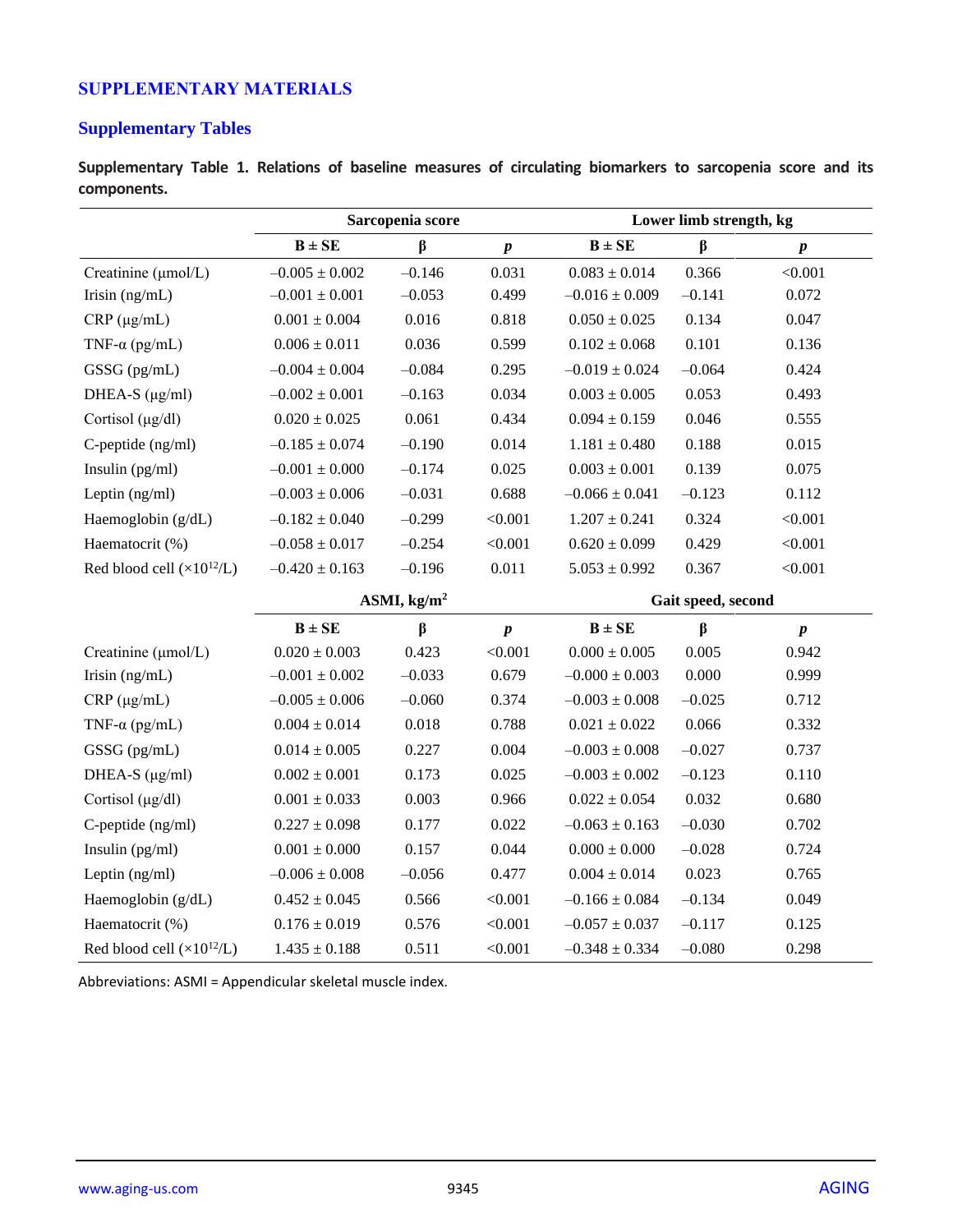## SUPPLEMENTARY MATERIALS

### Supplementary Tables

**Supplementary Table 1. Relations of baseline measures of circulating biomarkers to sarcopenia score and its components.**

| | Sarcopenia score | | | Lower limb strength, kg | | |
|---|---|---|---|---|---|---|
| | **B ± SE** | **β** | ***p*** | **B ± SE** | **β** | ***p*** |
| Creatinine (μmol/L) | –0.005 ± 0.002 | –0.146 | 0.031 | 0.083 ± 0.014 | 0.366 | <0.001 |
| Irisin (ng/mL) | –0.001 ± 0.001 | –0.053 | 0.499 | –0.016 ± 0.009 | –0.141 | 0.072 |
| CRP (μg/mL) | 0.001 ± 0.004 | 0.016 | 0.818 | 0.050 ± 0.025 | 0.134 | 0.047 |
| TNF-α (pg/mL) | 0.006 ± 0.011 | 0.036 | 0.599 | 0.102 ± 0.068 | 0.101 | 0.136 |
| GSSG (pg/mL) | –0.004 ± 0.004 | –0.084 | 0.295 | –0.019 ± 0.024 | –0.064 | 0.424 |
| DHEA-S (μg/ml) | –0.002 ± 0.001 | –0.163 | 0.034 | 0.003 ± 0.005 | 0.053 | 0.493 |
| Cortisol (μg/dl) | 0.020 ± 0.025 | 0.061 | 0.434 | 0.094 ± 0.159 | 0.046 | 0.555 |
| C-peptide (ng/ml) | –0.185 ± 0.074 | –0.190 | 0.014 | 1.181 ± 0.480 | 0.188 | 0.015 |
| Insulin (pg/ml) | –0.001 ± 0.000 | –0.174 | 0.025 | 0.003 ± 0.001 | 0.139 | 0.075 |
| Leptin (ng/ml) | –0.003 ± 0.006 | –0.031 | 0.688 | –0.066 ± 0.041 | –0.123 | 0.112 |
| Haemoglobin (g/dL) | –0.182 ± 0.040 | –0.299 | <0.001 | 1.207 ± 0.241 | 0.324 | <0.001 |
| Haematocrit (%) | –0.058 ± 0.017 | –0.254 | <0.001 | 0.620 ± 0.099 | 0.429 | <0.001 |
| Red blood cell ($\times 10^{12}$/L) | –0.420 ± 0.163 | –0.196 | 0.011 | 5.053 ± 0.992 | 0.367 | <0.001 |
| | **ASMI, kg/m²** | | | **Gait speed, second** | | |
| | **B ± SE** | **β** | ***p*** | **B ± SE** | **β** | ***p*** |
| Creatinine (μmol/L) | 0.020 ± 0.003 | 0.423 | <0.001 | 0.000 ± 0.005 | 0.005 | 0.942 |
| Irisin (ng/mL) | –0.001 ± 0.002 | –0.033 | 0.679 | –0.000 ± 0.003 | 0.000 | 0.999 |
| CRP (μg/mL) | –0.005 ± 0.006 | –0.060 | 0.374 | –0.003 ± 0.008 | –0.025 | 0.712 |
| TNF-α (pg/mL) | 0.004 ± 0.014 | 0.018 | 0.788 | 0.021 ± 0.022 | 0.066 | 0.332 |
| GSSG (pg/mL) | 0.014 ± 0.005 | 0.227 | 0.004 | –0.003 ± 0.008 | –0.027 | 0.737 |
| DHEA-S (μg/ml) | 0.002 ± 0.001 | 0.173 | 0.025 | –0.003 ± 0.002 | –0.123 | 0.110 |
| Cortisol (μg/dl) | 0.001 ± 0.033 | 0.003 | 0.966 | 0.022 ± 0.054 | 0.032 | 0.680 |
| C-peptide (ng/ml) | 0.227 ± 0.098 | 0.177 | 0.022 | –0.063 ± 0.163 | –0.030 | 0.702 |
| Insulin (pg/ml) | 0.001 ± 0.000 | 0.157 | 0.044 | 0.000 ± 0.000 | –0.028 | 0.724 |
| Leptin (ng/ml) | –0.006 ± 0.008 | –0.056 | 0.477 | 0.004 ± 0.014 | 0.023 | 0.765 |
| Haemoglobin (g/dL) | 0.452 ± 0.045 | 0.566 | <0.001 | –0.166 ± 0.084 | –0.134 | 0.049 |
| Haematocrit (%) | 0.176 ± 0.019 | 0.576 | <0.001 | –0.057 ± 0.037 | –0.117 | 0.125 |
| Red blood cell ($\times 10^{12}$/L) | 1.435 ± 0.188 | 0.511 | <0.001 | –0.348 ± 0.334 | –0.080 | 0.298 |

Abbreviations: ASMI = Appendicular skeletal muscle index.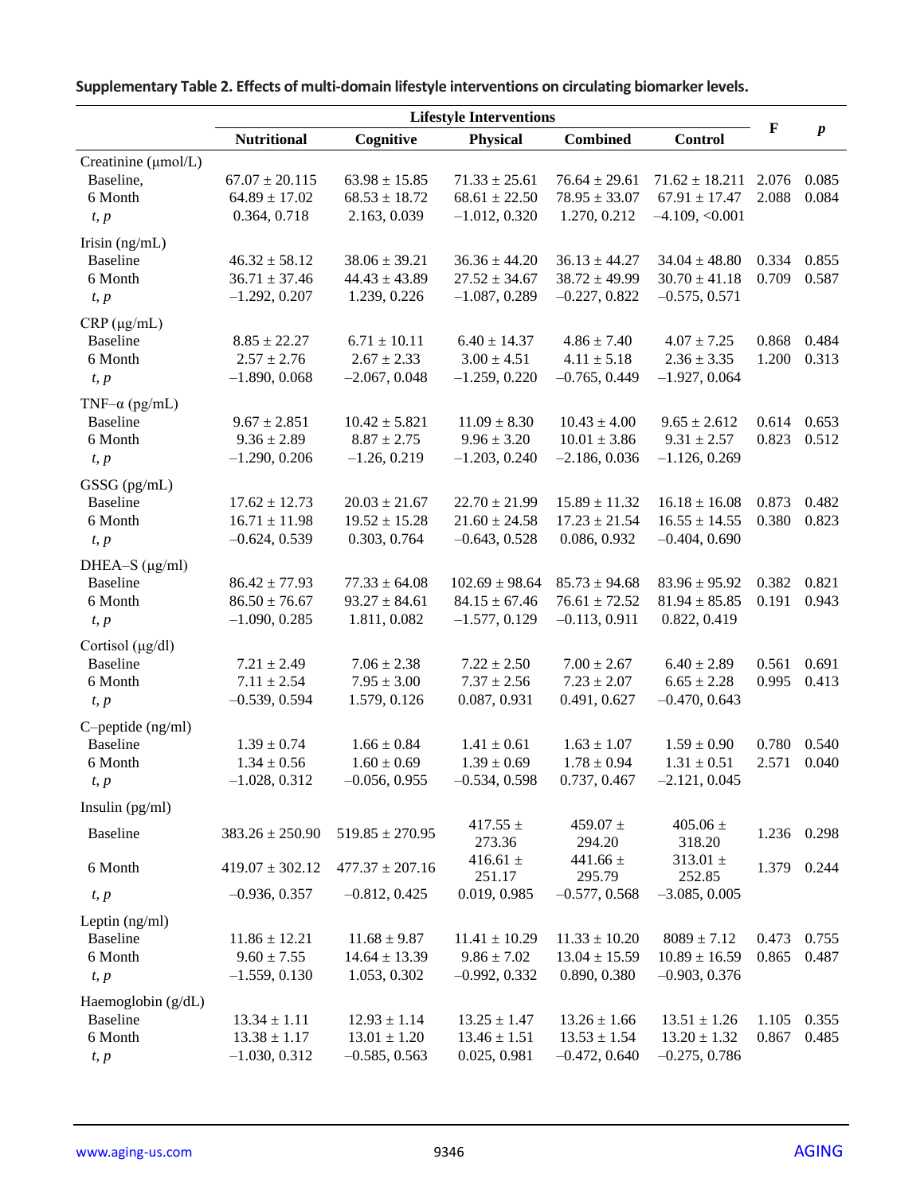**Supplementary Table 2. Effects of multi-domain lifestyle interventions on circulating biomarker levels.**

| | Lifestyle Interventions | | | | | F | *p* |
|---|---|---|---|---|---|---|---|
| | **Nutritional** | **Cognitive** | **Physical** | **Combined** | **Control** | | |
| Creatinine (μmol/L) | | | | | | | |
| Baseline, | 67.07 ± 20.115 | 63.98 ± 15.85 | 71.33 ± 25.61 | 76.64 ± 29.61 | 71.62 ± 18.211 | 2.076 | 0.085 |
| 6 Month | 64.89 ± 17.02 | 68.53 ± 18.72 | 68.61 ± 22.50 | 78.95 ± 33.07 | 67.91 ± 17.47 | 2.088 | 0.084 |
| *t, p* | 0.364, 0.718 | 2.163, 0.039 | −1.012, 0.320 | 1.270, 0.212 | −4.109, <0.001 | | |
| Irisin (ng/mL) | | | | | | | |
| Baseline | 46.32 ± 58.12 | 38.06 ± 39.21 | 36.36 ± 44.20 | 36.13 ± 44.27 | 34.04 ± 48.80 | 0.334 | 0.855 |
| 6 Month | 36.71 ± 37.46 | 44.43 ± 43.89 | 27.52 ± 34.67 | 38.72 ± 49.99 | 30.70 ± 41.18 | 0.709 | 0.587 |
| *t, p* | −1.292, 0.207 | 1.239, 0.226 | −1.087, 0.289 | −0.227, 0.822 | −0.575, 0.571 | | |
| CRP (μg/mL) | | | | | | | |
| Baseline | 8.85 ± 22.27 | 6.71 ± 10.11 | 6.40 ± 14.37 | 4.86 ± 7.40 | 4.07 ± 7.25 | 0.868 | 0.484 |
| 6 Month | 2.57 ± 2.76 | 2.67 ± 2.33 | 3.00 ± 4.51 | 4.11 ± 5.18 | 2.36 ± 3.35 | 1.200 | 0.313 |
| *t, p* | −1.890, 0.068 | −2.067, 0.048 | −1.259, 0.220 | −0.765, 0.449 | −1.927, 0.064 | | |
| TNF–α (pg/mL) | | | | | | | |
| Baseline | 9.67 ± 2.851 | 10.42 ± 5.821 | 11.09 ± 8.30 | 10.43 ± 4.00 | 9.65 ± 2.612 | 0.614 | 0.653 |
| 6 Month | 9.36 ± 2.89 | 8.87 ± 2.75 | 9.96 ± 3.20 | 10.01 ± 3.86 | 9.31 ± 2.57 | 0.823 | 0.512 |
| *t, p* | −1.290, 0.206 | −1.26, 0.219 | −1.203, 0.240 | −2.186, 0.036 | −1.126, 0.269 | | |
| GSSG (pg/mL) | | | | | | | |
| Baseline | 17.62 ± 12.73 | 20.03 ± 21.67 | 22.70 ± 21.99 | 15.89 ± 11.32 | 16.18 ± 16.08 | 0.873 | 0.482 |
| 6 Month | 16.71 ± 11.98 | 19.52 ± 15.28 | 21.60 ± 24.58 | 17.23 ± 21.54 | 16.55 ± 14.55 | 0.380 | 0.823 |
| *t, p* | −0.624, 0.539 | 0.303, 0.764 | −0.643, 0.528 | 0.086, 0.932 | −0.404, 0.690 | | |
| DHEA–S (μg/ml) | | | | | | | |
| Baseline | 86.42 ± 77.93 | 77.33 ± 64.08 | 102.69 ± 98.64 | 85.73 ± 94.68 | 83.96 ± 95.92 | 0.382 | 0.821 |
| 6 Month | 86.50 ± 76.67 | 93.27 ± 84.61 | 84.15 ± 67.46 | 76.61 ± 72.52 | 81.94 ± 85.85 | 0.191 | 0.943 |
| *t, p* | −1.090, 0.285 | 1.811, 0.082 | −1.577, 0.129 | −0.113, 0.911 | 0.822, 0.419 | | |
| Cortisol (μg/dl) | | | | | | | |
| Baseline | 7.21 ± 2.49 | 7.06 ± 2.38 | 7.22 ± 2.50 | 7.00 ± 2.67 | 6.40 ± 2.89 | 0.561 | 0.691 |
| 6 Month | 7.11 ± 2.54 | 7.95 ± 3.00 | 7.37 ± 2.56 | 7.23 ± 2.07 | 6.65 ± 2.28 | 0.995 | 0.413 |
| *t, p* | −0.539, 0.594 | 1.579, 0.126 | 0.087, 0.931 | 0.491, 0.627 | −0.470, 0.643 | | |
| C–peptide (ng/ml) | | | | | | | |
| Baseline | 1.39 ± 0.74 | 1.66 ± 0.84 | 1.41 ± 0.61 | 1.63 ± 1.07 | 1.59 ± 0.90 | 0.780 | 0.540 |
| 6 Month | 1.34 ± 0.56 | 1.60 ± 0.69 | 1.39 ± 0.69 | 1.78 ± 0.94 | 1.31 ± 0.51 | 2.571 | 0.040 |
| *t, p* | −1.028, 0.312 | −0.056, 0.955 | −0.534, 0.598 | 0.737, 0.467 | −2.121, 0.045 | | |
| Insulin (pg/ml) | | | | | | | |
| Baseline | 383.26 ± 250.90 | 519.85 ± 270.95 | 417.55 ± 273.36 | 459.07 ± 294.20 | 405.06 ± 318.20 | 1.236 | 0.298 |
| 6 Month | 419.07 ± 302.12 | 477.37 ± 207.16 | 416.61 ± 251.17 | 441.66 ± 295.79 | 313.01 ± 252.85 | 1.379 | 0.244 |
| *t, p* | −0.936, 0.357 | −0.812, 0.425 | 0.019, 0.985 | −0.577, 0.568 | −3.085, 0.005 | | |
| Leptin (ng/ml) | | | | | | | |
| Baseline | 11.86 ± 12.21 | 11.68 ± 9.87 | 11.41 ± 10.29 | 11.33 ± 10.20 | 8089 ± 7.12 | 0.473 | 0.755 |
| 6 Month | 9.60 ± 7.55 | 14.64 ± 13.39 | 9.86 ± 7.02 | 13.04 ± 15.59 | 10.89 ± 16.59 | 0.865 | 0.487 |
| *t, p* | −1.559, 0.130 | 1.053, 0.302 | −0.992, 0.332 | 0.890, 0.380 | −0.903, 0.376 | | |
| Haemoglobin (g/dL) | | | | | | | |
| Baseline | 13.34 ± 1.11 | 12.93 ± 1.14 | 13.25 ± 1.47 | 13.26 ± 1.66 | 13.51 ± 1.26 | 1.105 | 0.355 |
| 6 Month | 13.38 ± 1.17 | 13.01 ± 1.20 | 13.46 ± 1.51 | 13.53 ± 1.54 | 13.20 ± 1.32 | 0.867 | 0.485 |
| *t, p* | −1.030, 0.312 | −0.585, 0.563 | 0.025, 0.981 | −0.472, 0.640 | −0.275, 0.786 | | |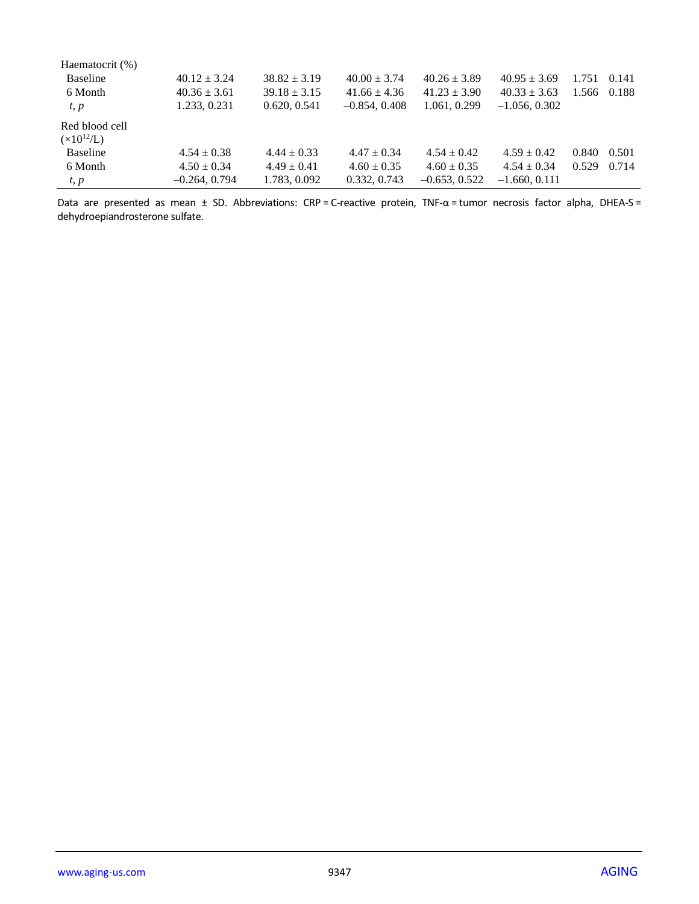| | | | | | | | |
|---|---|---|---|---|---|---|---|
| Haematocrit (%) | | | | | | | |
| Baseline | 40.12 ± 3.24 | 38.82 ± 3.19 | 40.00 ± 3.74 | 40.26 ± 3.89 | 40.95 ± 3.69 | 1.751 | 0.141 |
| 6 Month | 40.36 ± 3.61 | 39.18 ± 3.15 | 41.66 ± 4.36 | 41.23 ± 3.90 | 40.33 ± 3.63 | 1.566 | 0.188 |
| *t*, *p* | 1.233, 0.231 | 0.620, 0.541 | –0.854, 0.408 | 1.061, 0.299 | –1.056, 0.302 | | |
| Red blood cell ($\times 10^{12}$/L) | | | | | | | |
| Baseline | 4.54 ± 0.38 | 4.44 ± 0.33 | 4.47 ± 0.34 | 4.54 ± 0.42 | 4.59 ± 0.42 | 0.840 | 0.501 |
| 6 Month | 4.50 ± 0.34 | 4.49 ± 0.41 | 4.60 ± 0.35 | 4.60 ± 0.35 | 4.54 ± 0.34 | 0.529 | 0.714 |
| *t*, *p* | –0.264, 0.794 | 1.783, 0.092 | 0.332, 0.743 | –0.653, 0.522 | –1.660, 0.111 | | |

Data are presented as mean ± SD. Abbreviations: CRP = C-reactive protein, TNF-α = tumor necrosis factor alpha, DHEA-S = dehydroepiandrosterone sulfate.